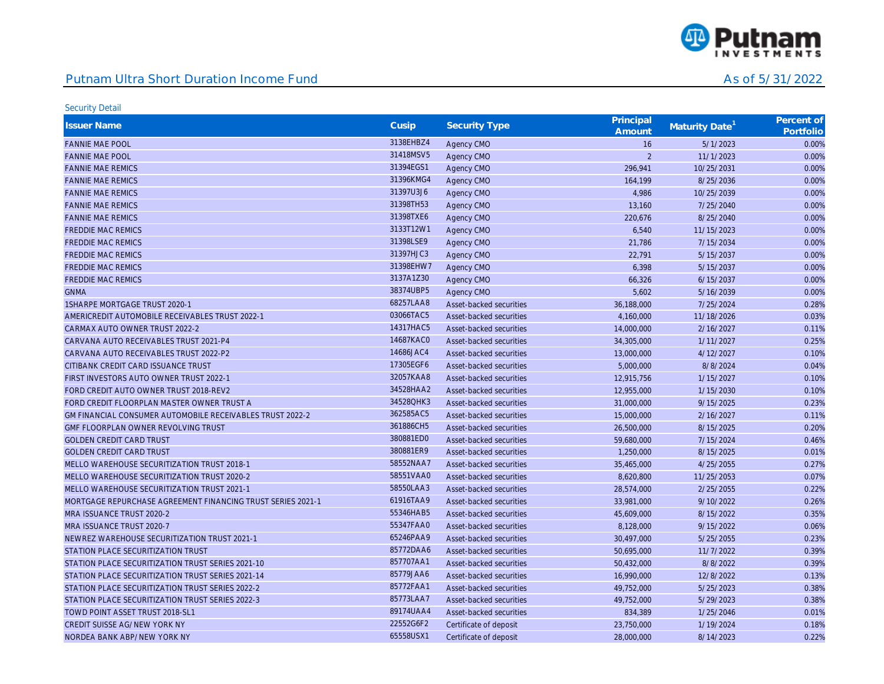# Putnam Ultra Short Duration Income Fund

As of 5/31/2022

Security Detail

| Issuer Name | Cusip | Security Type | Principal Amount | Maturity Date[1] | Percent of Portfolio |
|---|---|---|---|---|---|
| FANNIE MAE POOL | 3138EHBZ4 | Agency CMO | 16 | 5/1/2023 | 0.00% |
| FANNIE MAE POOL | 31418MSV5 | Agency CMO | 2 | 11/1/2023 | 0.00% |
| FANNIE MAE REMICS | 31394EGS1 | Agency CMO | 296,941 | 10/25/2031 | 0.00% |
| FANNIE MAE REMICS | 31396KMG4 | Agency CMO | 164,199 | 8/25/2036 | 0.00% |
| FANNIE MAE REMICS | 31397U3J6 | Agency CMO | 4,986 | 10/25/2039 | 0.00% |
| FANNIE MAE REMICS | 31398TH53 | Agency CMO | 13,160 | 7/25/2040 | 0.00% |
| FANNIE MAE REMICS | 31398TXE6 | Agency CMO | 220,676 | 8/25/2040 | 0.00% |
| FREDDIE MAC REMICS | 3133T12W1 | Agency CMO | 6,540 | 11/15/2023 | 0.00% |
| FREDDIE MAC REMICS | 31398LSE9 | Agency CMO | 21,786 | 7/15/2034 | 0.00% |
| FREDDIE MAC REMICS | 31397HJC3 | Agency CMO | 22,791 | 5/15/2037 | 0.00% |
| FREDDIE MAC REMICS | 31398EHW7 | Agency CMO | 6,398 | 5/15/2037 | 0.00% |
| FREDDIE MAC REMICS | 3137A1Z30 | Agency CMO | 66,326 | 6/15/2037 | 0.00% |
| GNMA | 38374UBP5 | Agency CMO | 5,602 | 5/16/2039 | 0.00% |
| 1SHARPE MORTGAGE TRUST 2020-1 | 68257LAA8 | Asset-backed securities | 36,188,000 | 7/25/2024 | 0.28% |
| AMERICREDIT AUTOMOBILE RECEIVABLES TRUST 2022-1 | 03066TAC5 | Asset-backed securities | 4,160,000 | 11/18/2026 | 0.03% |
| CARMAX AUTO OWNER TRUST 2022-2 | 14317HAC5 | Asset-backed securities | 14,000,000 | 2/16/2027 | 0.11% |
| CARVANA AUTO RECEIVABLES TRUST 2021-P4 | 14687KAC0 | Asset-backed securities | 34,305,000 | 1/11/2027 | 0.25% |
| CARVANA AUTO RECEIVABLES TRUST 2022-P2 | 14686JAC4 | Asset-backed securities | 13,000,000 | 4/12/2027 | 0.10% |
| CITIBANK CREDIT CARD ISSUANCE TRUST | 17305EGF6 | Asset-backed securities | 5,000,000 | 8/8/2024 | 0.04% |
| FIRST INVESTORS AUTO OWNER TRUST 2022-1 | 32057KAA8 | Asset-backed securities | 12,915,756 | 1/15/2027 | 0.10% |
| FORD CREDIT AUTO OWNER TRUST 2018-REV2 | 34528HAA2 | Asset-backed securities | 12,955,000 | 1/15/2030 | 0.10% |
| FORD CREDIT FLOORPLAN MASTER OWNER TRUST A | 34528QHK3 | Asset-backed securities | 31,000,000 | 9/15/2025 | 0.23% |
| GM FINANCIAL CONSUMER AUTOMOBILE RECEIVABLES TRUST 2022-2 | 362585AC5 | Asset-backed securities | 15,000,000 | 2/16/2027 | 0.11% |
| GMF FLOORPLAN OWNER REVOLVING TRUST | 361886CH5 | Asset-backed securities | 26,500,000 | 8/15/2025 | 0.20% |
| GOLDEN CREDIT CARD TRUST | 380881ED0 | Asset-backed securities | 59,680,000 | 7/15/2024 | 0.46% |
| GOLDEN CREDIT CARD TRUST | 380881ER9 | Asset-backed securities | 1,250,000 | 8/15/2025 | 0.01% |
| MELLO WAREHOUSE SECURITIZATION TRUST 2018-1 | 58552NAA7 | Asset-backed securities | 35,465,000 | 4/25/2055 | 0.27% |
| MELLO WAREHOUSE SECURITIZATION TRUST 2020-2 | 58551VAA0 | Asset-backed securities | 8,620,800 | 11/25/2053 | 0.07% |
| MELLO WAREHOUSE SECURITIZATION TRUST 2021-1 | 58550LAA3 | Asset-backed securities | 28,574,000 | 2/25/2055 | 0.22% |
| MORTGAGE REPURCHASE AGREEMENT FINANCING TRUST SERIES 2021-1 | 61916TAA9 | Asset-backed securities | 33,981,000 | 9/10/2022 | 0.26% |
| MRA ISSUANCE TRUST 2020-2 | 55346HAB5 | Asset-backed securities | 45,609,000 | 8/15/2022 | 0.35% |
| MRA ISSUANCE TRUST 2020-7 | 55347FAA0 | Asset-backed securities | 8,128,000 | 9/15/2022 | 0.06% |
| NEWREZ WAREHOUSE SECURITIZATION TRUST 2021-1 | 65246PAA9 | Asset-backed securities | 30,497,000 | 5/25/2055 | 0.23% |
| STATION PLACE SECURITIZATION TRUST | 85772DAA6 | Asset-backed securities | 50,695,000 | 11/7/2022 | 0.39% |
| STATION PLACE SECURITIZATION TRUST SERIES 2021-10 | 857707AA1 | Asset-backed securities | 50,432,000 | 8/8/2022 | 0.39% |
| STATION PLACE SECURITIZATION TRUST SERIES 2021-14 | 85779JAA6 | Asset-backed securities | 16,990,000 | 12/8/2022 | 0.13% |
| STATION PLACE SECURITIZATION TRUST SERIES 2022-2 | 85772FAA1 | Asset-backed securities | 49,752,000 | 5/25/2023 | 0.38% |
| STATION PLACE SECURITIZATION TRUST SERIES 2022-3 | 85773LAA7 | Asset-backed securities | 49,752,000 | 5/29/2023 | 0.38% |
| TOWD POINT ASSET TRUST 2018-SL1 | 89174UAA4 | Asset-backed securities | 834,389 | 1/25/2046 | 0.01% |
| CREDIT SUISSE AG/NEW YORK NY | 22552G6F2 | Certificate of deposit | 23,750,000 | 1/19/2024 | 0.18% |
| NORDEA BANK ABP/NEW YORK NY | 65558USX1 | Certificate of deposit | 28,000,000 | 8/14/2023 | 0.22% |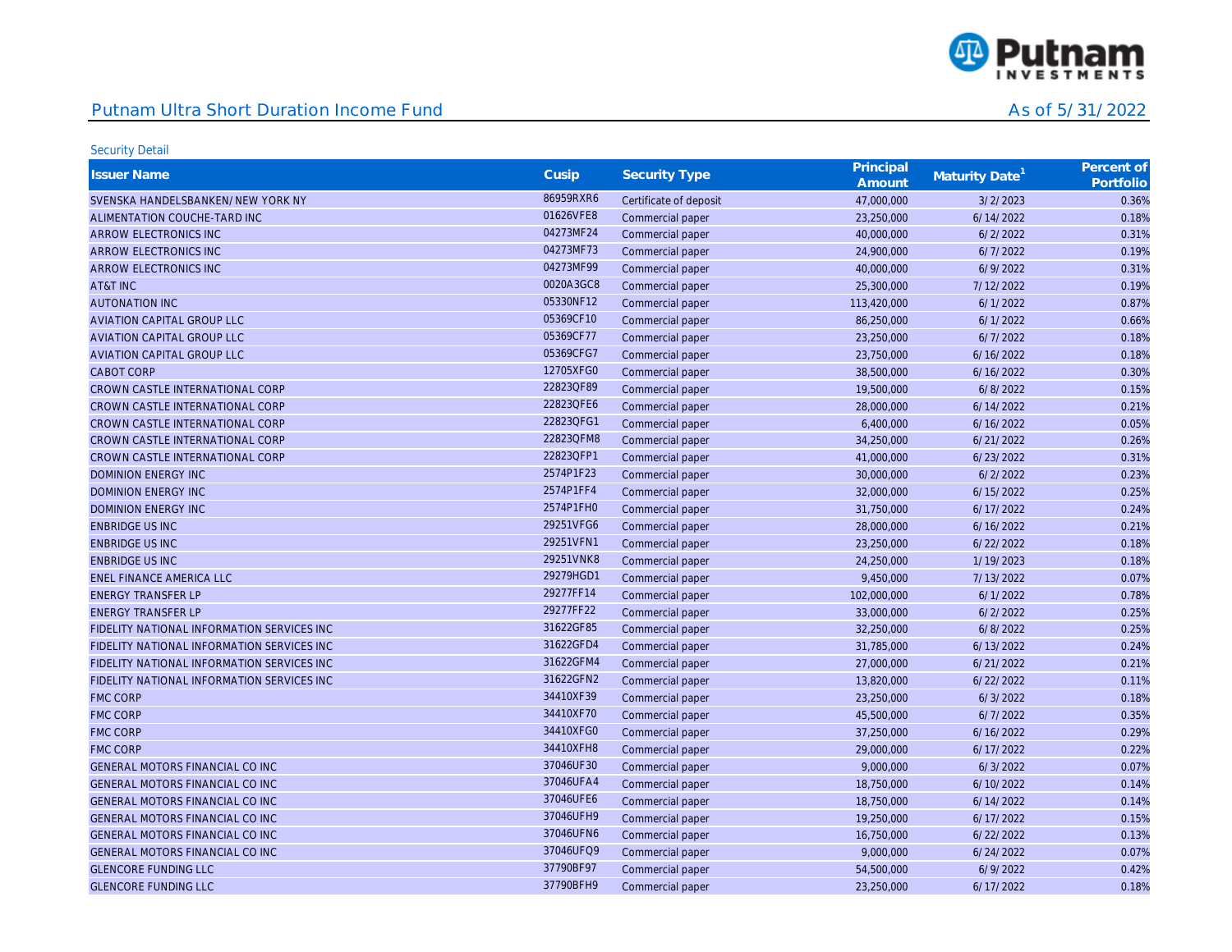# Putnam Ultra Short Duration Income Fund

As of 5/31/2022

Security Detail

| Issuer Name | Cusip | Security Type | Principal Amount | Maturity Date[1] | Percent of Portfolio |
|---|---|---|---|---|---|
| SVENSKA HANDELSBANKEN/NEW YORK NY | 86959RXR6 | Certificate of deposit | 47,000,000 | 3/2/2023 | 0.36% |
| ALIMENTATION COUCHE-TARD INC | 01626VFE8 | Commercial paper | 23,250,000 | 6/14/2022 | 0.18% |
| ARROW ELECTRONICS INC | 04273MF24 | Commercial paper | 40,000,000 | 6/2/2022 | 0.31% |
| ARROW ELECTRONICS INC | 04273MF73 | Commercial paper | 24,900,000 | 6/7/2022 | 0.19% |
| ARROW ELECTRONICS INC | 04273MF99 | Commercial paper | 40,000,000 | 6/9/2022 | 0.31% |
| AT&T INC | 0020A3GC8 | Commercial paper | 25,300,000 | 7/12/2022 | 0.19% |
| AUTONATION INC | 05330NF12 | Commercial paper | 113,420,000 | 6/1/2022 | 0.87% |
| AVIATION CAPITAL GROUP LLC | 05369CF10 | Commercial paper | 86,250,000 | 6/1/2022 | 0.66% |
| AVIATION CAPITAL GROUP LLC | 05369CF77 | Commercial paper | 23,250,000 | 6/7/2022 | 0.18% |
| AVIATION CAPITAL GROUP LLC | 05369CFG7 | Commercial paper | 23,750,000 | 6/16/2022 | 0.18% |
| CABOT CORP | 12705XFG0 | Commercial paper | 38,500,000 | 6/16/2022 | 0.30% |
| CROWN CASTLE INTERNATIONAL CORP | 22823QF89 | Commercial paper | 19,500,000 | 6/8/2022 | 0.15% |
| CROWN CASTLE INTERNATIONAL CORP | 22823QFE6 | Commercial paper | 28,000,000 | 6/14/2022 | 0.21% |
| CROWN CASTLE INTERNATIONAL CORP | 22823QFG1 | Commercial paper | 6,400,000 | 6/16/2022 | 0.05% |
| CROWN CASTLE INTERNATIONAL CORP | 22823QFM8 | Commercial paper | 34,250,000 | 6/21/2022 | 0.26% |
| CROWN CASTLE INTERNATIONAL CORP | 22823QFP1 | Commercial paper | 41,000,000 | 6/23/2022 | 0.31% |
| DOMINION ENERGY INC | 2574P1F23 | Commercial paper | 30,000,000 | 6/2/2022 | 0.23% |
| DOMINION ENERGY INC | 2574P1FF4 | Commercial paper | 32,000,000 | 6/15/2022 | 0.25% |
| DOMINION ENERGY INC | 2574P1FH0 | Commercial paper | 31,750,000 | 6/17/2022 | 0.24% |
| ENBRIDGE US INC | 29251VFG6 | Commercial paper | 28,000,000 | 6/16/2022 | 0.21% |
| ENBRIDGE US INC | 29251VFN1 | Commercial paper | 23,250,000 | 6/22/2022 | 0.18% |
| ENBRIDGE US INC | 29251VNK8 | Commercial paper | 24,250,000 | 1/19/2023 | 0.18% |
| ENEL FINANCE AMERICA LLC | 29279HGD1 | Commercial paper | 9,450,000 | 7/13/2022 | 0.07% |
| ENERGY TRANSFER LP | 29277FF14 | Commercial paper | 102,000,000 | 6/1/2022 | 0.78% |
| ENERGY TRANSFER LP | 29277FF22 | Commercial paper | 33,000,000 | 6/2/2022 | 0.25% |
| FIDELITY NATIONAL INFORMATION SERVICES INC | 31622GF85 | Commercial paper | 32,250,000 | 6/8/2022 | 0.25% |
| FIDELITY NATIONAL INFORMATION SERVICES INC | 31622GFD4 | Commercial paper | 31,785,000 | 6/13/2022 | 0.24% |
| FIDELITY NATIONAL INFORMATION SERVICES INC | 31622GFM4 | Commercial paper | 27,000,000 | 6/21/2022 | 0.21% |
| FIDELITY NATIONAL INFORMATION SERVICES INC | 31622GFN2 | Commercial paper | 13,820,000 | 6/22/2022 | 0.11% |
| FMC CORP | 34410XF39 | Commercial paper | 23,250,000 | 6/3/2022 | 0.18% |
| FMC CORP | 34410XF70 | Commercial paper | 45,500,000 | 6/7/2022 | 0.35% |
| FMC CORP | 34410XFG0 | Commercial paper | 37,250,000 | 6/16/2022 | 0.29% |
| FMC CORP | 34410XFH8 | Commercial paper | 29,000,000 | 6/17/2022 | 0.22% |
| GENERAL MOTORS FINANCIAL CO INC | 37046UF30 | Commercial paper | 9,000,000 | 6/3/2022 | 0.07% |
| GENERAL MOTORS FINANCIAL CO INC | 37046UFA4 | Commercial paper | 18,750,000 | 6/10/2022 | 0.14% |
| GENERAL MOTORS FINANCIAL CO INC | 37046UFE6 | Commercial paper | 18,750,000 | 6/14/2022 | 0.14% |
| GENERAL MOTORS FINANCIAL CO INC | 37046UFH9 | Commercial paper | 19,250,000 | 6/17/2022 | 0.15% |
| GENERAL MOTORS FINANCIAL CO INC | 37046UFN6 | Commercial paper | 16,750,000 | 6/22/2022 | 0.13% |
| GENERAL MOTORS FINANCIAL CO INC | 37046UFQ9 | Commercial paper | 9,000,000 | 6/24/2022 | 0.07% |
| GLENCORE FUNDING LLC | 37790BF97 | Commercial paper | 54,500,000 | 6/9/2022 | 0.42% |
| GLENCORE FUNDING LLC | 37790BFH9 | Commercial paper | 23,250,000 | 6/17/2022 | 0.18% |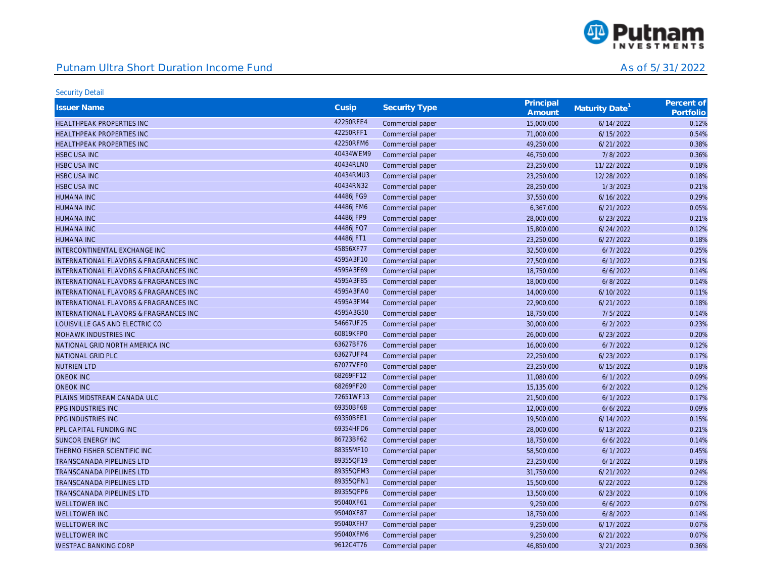## Putnam Ultra Short Duration Income Fund

As of 5/31/2022

Security Detail

| Issuer Name | Cusip | Security Type | Principal Amount | Maturity Date[1] | Percent of Portfolio |
|---|---|---|---|---|---|
| HEALTHPEAK PROPERTIES INC | 42250RFE4 | Commercial paper | 15,000,000 | 6/14/2022 | 0.12% |
| HEALTHPEAK PROPERTIES INC | 42250RFF1 | Commercial paper | 71,000,000 | 6/15/2022 | 0.54% |
| HEALTHPEAK PROPERTIES INC | 42250RFM6 | Commercial paper | 49,250,000 | 6/21/2022 | 0.38% |
| HSBC USA INC | 40434WEM9 | Commercial paper | 46,750,000 | 7/8/2022 | 0.36% |
| HSBC USA INC | 40434RLN0 | Commercial paper | 23,250,000 | 11/22/2022 | 0.18% |
| HSBC USA INC | 40434RMU3 | Commercial paper | 23,250,000 | 12/28/2022 | 0.18% |
| HSBC USA INC | 40434RN32 | Commercial paper | 28,250,000 | 1/3/2023 | 0.21% |
| HUMANA INC | 44486JFG9 | Commercial paper | 37,550,000 | 6/16/2022 | 0.29% |
| HUMANA INC | 44486JFM6 | Commercial paper | 6,367,000 | 6/21/2022 | 0.05% |
| HUMANA INC | 44486JFP9 | Commercial paper | 28,000,000 | 6/23/2022 | 0.21% |
| HUMANA INC | 44486JFQ7 | Commercial paper | 15,800,000 | 6/24/2022 | 0.12% |
| HUMANA INC | 44486JFT1 | Commercial paper | 23,250,000 | 6/27/2022 | 0.18% |
| INTERCONTINENTAL EXCHANGE INC | 45856XF77 | Commercial paper | 32,500,000 | 6/7/2022 | 0.25% |
| INTERNATIONAL FLAVORS & FRAGRANCES INC | 4595A3F10 | Commercial paper | 27,500,000 | 6/1/2022 | 0.21% |
| INTERNATIONAL FLAVORS & FRAGRANCES INC | 4595A3F69 | Commercial paper | 18,750,000 | 6/6/2022 | 0.14% |
| INTERNATIONAL FLAVORS & FRAGRANCES INC | 4595A3F85 | Commercial paper | 18,000,000 | 6/8/2022 | 0.14% |
| INTERNATIONAL FLAVORS & FRAGRANCES INC | 4595A3FA0 | Commercial paper | 14,000,000 | 6/10/2022 | 0.11% |
| INTERNATIONAL FLAVORS & FRAGRANCES INC | 4595A3FM4 | Commercial paper | 22,900,000 | 6/21/2022 | 0.18% |
| INTERNATIONAL FLAVORS & FRAGRANCES INC | 4595A3G50 | Commercial paper | 18,750,000 | 7/5/2022 | 0.14% |
| LOUISVILLE GAS AND ELECTRIC CO | 54667UF25 | Commercial paper | 30,000,000 | 6/2/2022 | 0.23% |
| MOHAWK INDUSTRIES INC | 60819KFP0 | Commercial paper | 26,000,000 | 6/23/2022 | 0.20% |
| NATIONAL GRID NORTH AMERICA INC | 63627BF76 | Commercial paper | 16,000,000 | 6/7/2022 | 0.12% |
| NATIONAL GRID PLC | 63627UFP4 | Commercial paper | 22,250,000 | 6/23/2022 | 0.17% |
| NUTRIEN LTD | 67077VFF0 | Commercial paper | 23,250,000 | 6/15/2022 | 0.18% |
| ONEOK INC | 68269FF12 | Commercial paper | 11,080,000 | 6/1/2022 | 0.09% |
| ONEOK INC | 68269FF20 | Commercial paper | 15,135,000 | 6/2/2022 | 0.12% |
| PLAINS MIDSTREAM CANADA ULC | 72651WF13 | Commercial paper | 21,500,000 | 6/1/2022 | 0.17% |
| PPG INDUSTRIES INC | 69350BF68 | Commercial paper | 12,000,000 | 6/6/2022 | 0.09% |
| PPG INDUSTRIES INC | 69350BFE1 | Commercial paper | 19,500,000 | 6/14/2022 | 0.15% |
| PPL CAPITAL FUNDING INC | 69354HFD6 | Commercial paper | 28,000,000 | 6/13/2022 | 0.21% |
| SUNCOR ENERGY INC | 86723BF62 | Commercial paper | 18,750,000 | 6/6/2022 | 0.14% |
| THERMO FISHER SCIENTIFIC INC | 88355MF10 | Commercial paper | 58,500,000 | 6/1/2022 | 0.45% |
| TRANSCANADA PIPELINES LTD | 89355QF19 | Commercial paper | 23,250,000 | 6/1/2022 | 0.18% |
| TRANSCANADA PIPELINES LTD | 89355QFM3 | Commercial paper | 31,750,000 | 6/21/2022 | 0.24% |
| TRANSCANADA PIPELINES LTD | 89355QFN1 | Commercial paper | 15,500,000 | 6/22/2022 | 0.12% |
| TRANSCANADA PIPELINES LTD | 89355QFP6 | Commercial paper | 13,500,000 | 6/23/2022 | 0.10% |
| WELLTOWER INC | 95040XF61 | Commercial paper | 9,250,000 | 6/6/2022 | 0.07% |
| WELLTOWER INC | 95040XF87 | Commercial paper | 18,750,000 | 6/8/2022 | 0.14% |
| WELLTOWER INC | 95040XFH7 | Commercial paper | 9,250,000 | 6/17/2022 | 0.07% |
| WELLTOWER INC | 95040XFM6 | Commercial paper | 9,250,000 | 6/21/2022 | 0.07% |
| WESTPAC BANKING CORP | 9612C4T76 | Commercial paper | 46,850,000 | 3/21/2023 | 0.36% |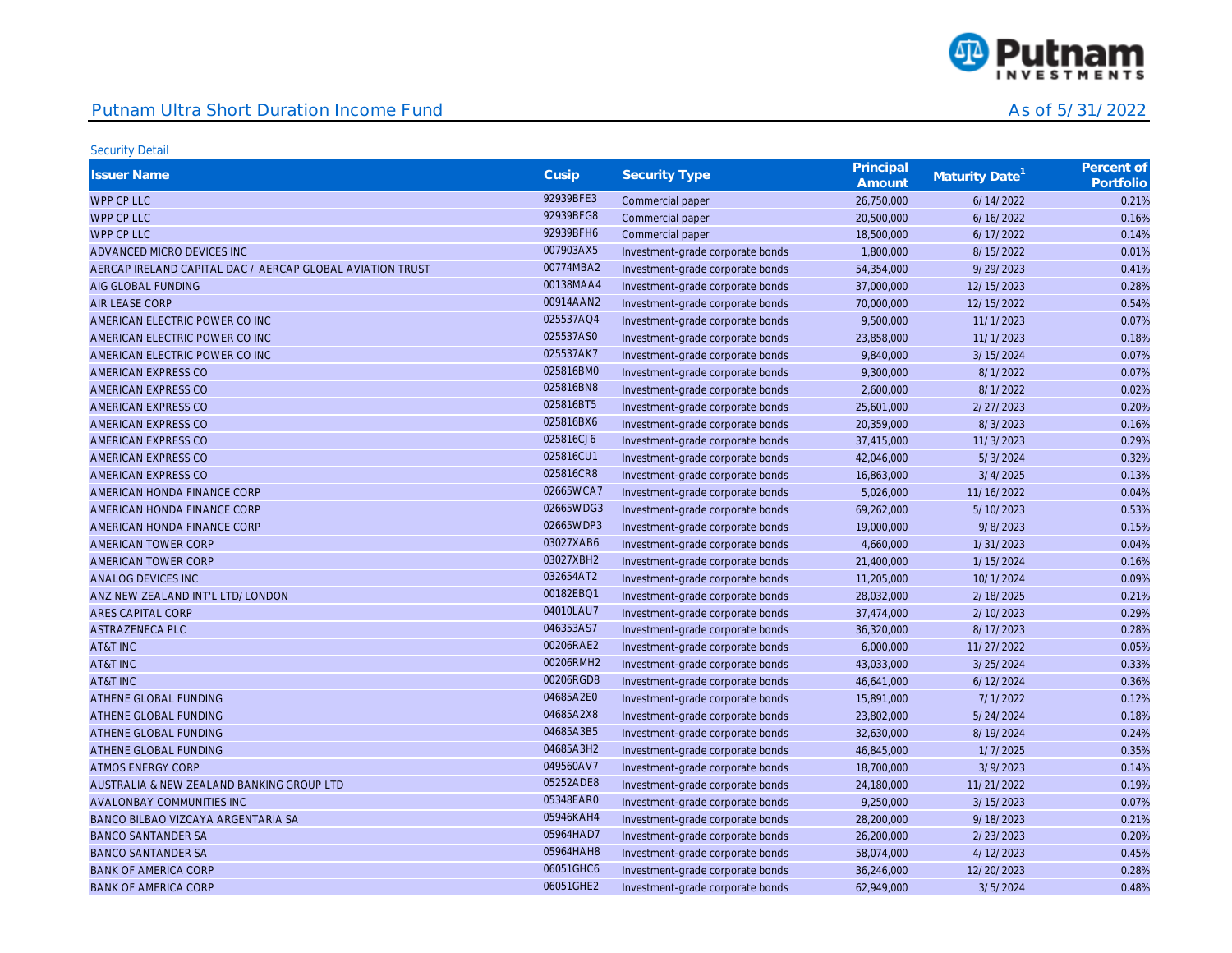# Putnam Ultra Short Duration Income Fund

As of 5/31/2022

Security Detail

| Issuer Name | Cusip | Security Type | Principal Amount | Maturity Date[1] | Percent of Portfolio |
|---|---|---|---|---|---|
| WPP CP LLC | 92939BFE3 | Commercial paper | 26,750,000 | 6/14/2022 | 0.21% |
| WPP CP LLC | 92939BFG8 | Commercial paper | 20,500,000 | 6/16/2022 | 0.16% |
| WPP CP LLC | 92939BFH6 | Commercial paper | 18,500,000 | 6/17/2022 | 0.14% |
| ADVANCED MICRO DEVICES INC | 007903AX5 | Investment-grade corporate bonds | 1,800,000 | 8/15/2022 | 0.01% |
| AERCAP IRELAND CAPITAL DAC / AERCAP GLOBAL AVIATION TRUST | 00774MBA2 | Investment-grade corporate bonds | 54,354,000 | 9/29/2023 | 0.41% |
| AIG GLOBAL FUNDING | 00138MAA4 | Investment-grade corporate bonds | 37,000,000 | 12/15/2023 | 0.28% |
| AIR LEASE CORP | 00914AAN2 | Investment-grade corporate bonds | 70,000,000 | 12/15/2022 | 0.54% |
| AMERICAN ELECTRIC POWER CO INC | 025537AQ4 | Investment-grade corporate bonds | 9,500,000 | 11/1/2023 | 0.07% |
| AMERICAN ELECTRIC POWER CO INC | 025537AS0 | Investment-grade corporate bonds | 23,858,000 | 11/1/2023 | 0.18% |
| AMERICAN ELECTRIC POWER CO INC | 025537AK7 | Investment-grade corporate bonds | 9,840,000 | 3/15/2024 | 0.07% |
| AMERICAN EXPRESS CO | 025816BM0 | Investment-grade corporate bonds | 9,300,000 | 8/1/2022 | 0.07% |
| AMERICAN EXPRESS CO | 025816BN8 | Investment-grade corporate bonds | 2,600,000 | 8/1/2022 | 0.02% |
| AMERICAN EXPRESS CO | 025816BT5 | Investment-grade corporate bonds | 25,601,000 | 2/27/2023 | 0.20% |
| AMERICAN EXPRESS CO | 025816BX6 | Investment-grade corporate bonds | 20,359,000 | 8/3/2023 | 0.16% |
| AMERICAN EXPRESS CO | 025816CJ6 | Investment-grade corporate bonds | 37,415,000 | 11/3/2023 | 0.29% |
| AMERICAN EXPRESS CO | 025816CU1 | Investment-grade corporate bonds | 42,046,000 | 5/3/2024 | 0.32% |
| AMERICAN EXPRESS CO | 025816CR8 | Investment-grade corporate bonds | 16,863,000 | 3/4/2025 | 0.13% |
| AMERICAN HONDA FINANCE CORP | 02665WCA7 | Investment-grade corporate bonds | 5,026,000 | 11/16/2022 | 0.04% |
| AMERICAN HONDA FINANCE CORP | 02665WDG3 | Investment-grade corporate bonds | 69,262,000 | 5/10/2023 | 0.53% |
| AMERICAN HONDA FINANCE CORP | 02665WDP3 | Investment-grade corporate bonds | 19,000,000 | 9/8/2023 | 0.15% |
| AMERICAN TOWER CORP | 03027XAB6 | Investment-grade corporate bonds | 4,660,000 | 1/31/2023 | 0.04% |
| AMERICAN TOWER CORP | 03027XBH2 | Investment-grade corporate bonds | 21,400,000 | 1/15/2024 | 0.16% |
| ANALOG DEVICES INC | 032654AT2 | Investment-grade corporate bonds | 11,205,000 | 10/1/2024 | 0.09% |
| ANZ NEW ZEALAND INT'L LTD/LONDON | 00182EBQ1 | Investment-grade corporate bonds | 28,032,000 | 2/18/2025 | 0.21% |
| ARES CAPITAL CORP | 04010LAU7 | Investment-grade corporate bonds | 37,474,000 | 2/10/2023 | 0.29% |
| ASTRAZENECA PLC | 046353AS7 | Investment-grade corporate bonds | 36,320,000 | 8/17/2023 | 0.28% |
| AT&T INC | 00206RAE2 | Investment-grade corporate bonds | 6,000,000 | 11/27/2022 | 0.05% |
| AT&T INC | 00206RMH2 | Investment-grade corporate bonds | 43,033,000 | 3/25/2024 | 0.33% |
| AT&T INC | 00206RGD8 | Investment-grade corporate bonds | 46,641,000 | 6/12/2024 | 0.36% |
| ATHENE GLOBAL FUNDING | 04685A2E0 | Investment-grade corporate bonds | 15,891,000 | 7/1/2022 | 0.12% |
| ATHENE GLOBAL FUNDING | 04685A2X8 | Investment-grade corporate bonds | 23,802,000 | 5/24/2024 | 0.18% |
| ATHENE GLOBAL FUNDING | 04685A3B5 | Investment-grade corporate bonds | 32,630,000 | 8/19/2024 | 0.24% |
| ATHENE GLOBAL FUNDING | 04685A3H2 | Investment-grade corporate bonds | 46,845,000 | 1/7/2025 | 0.35% |
| ATMOS ENERGY CORP | 049560AV7 | Investment-grade corporate bonds | 18,700,000 | 3/9/2023 | 0.14% |
| AUSTRALIA & NEW ZEALAND BANKING GROUP LTD | 05252ADE8 | Investment-grade corporate bonds | 24,180,000 | 11/21/2022 | 0.19% |
| AVALONBAY COMMUNITIES INC | 05348EAR0 | Investment-grade corporate bonds | 9,250,000 | 3/15/2023 | 0.07% |
| BANCO BILBAO VIZCAYA ARGENTARIA SA | 05946KAH4 | Investment-grade corporate bonds | 28,200,000 | 9/18/2023 | 0.21% |
| BANCO SANTANDER SA | 05964HAD7 | Investment-grade corporate bonds | 26,200,000 | 2/23/2023 | 0.20% |
| BANCO SANTANDER SA | 05964HAH8 | Investment-grade corporate bonds | 58,074,000 | 4/12/2023 | 0.45% |
| BANK OF AMERICA CORP | 06051GHC6 | Investment-grade corporate bonds | 36,246,000 | 12/20/2023 | 0.28% |
| BANK OF AMERICA CORP | 06051GHE2 | Investment-grade corporate bonds | 62,949,000 | 3/5/2024 | 0.48% |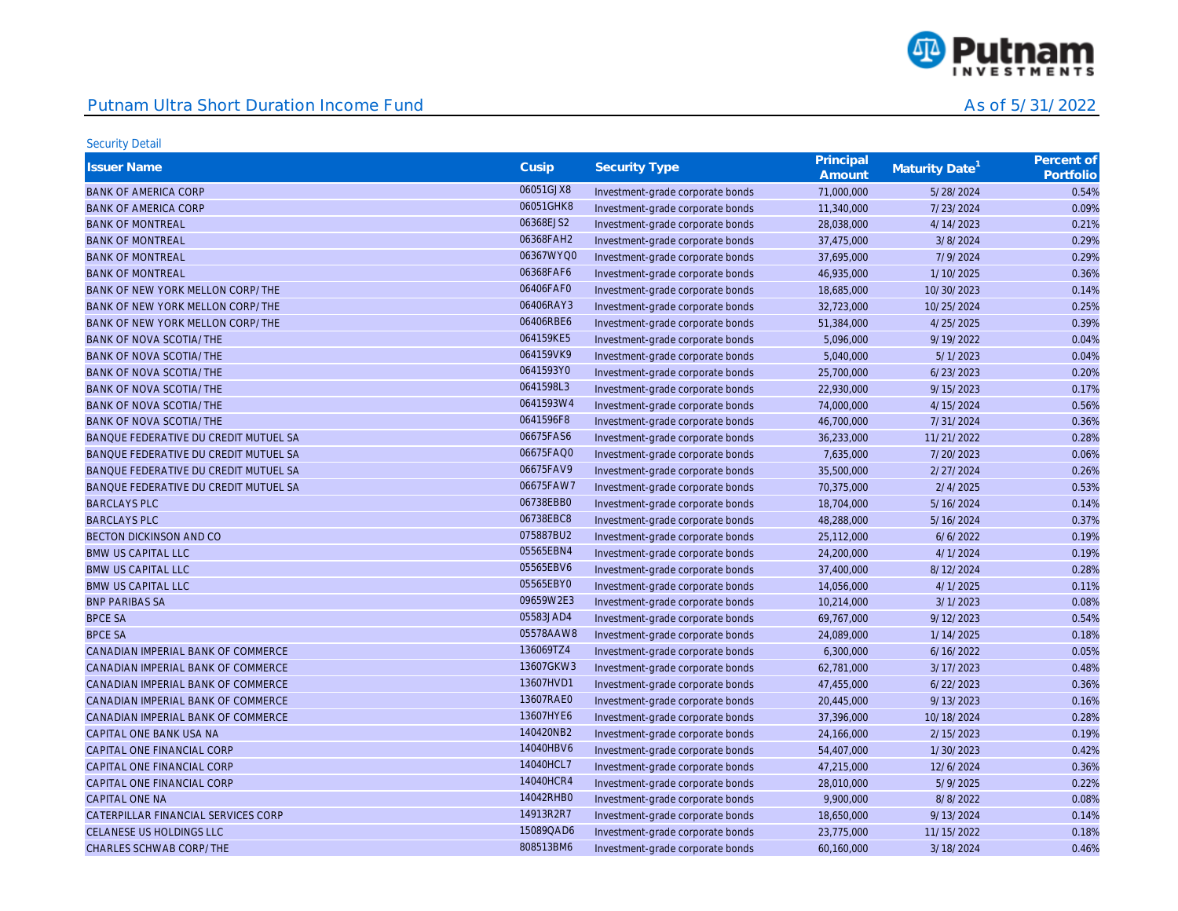## Putnam Ultra Short Duration Income Fund

As of 5/31/2022

Security Detail

| Issuer Name | Cusip | Security Type | Principal Amount | Maturity Date[1] | Percent of Portfolio |
|---|---|---|---|---|---|
| BANK OF AMERICA CORP | 06051GJX8 | Investment-grade corporate bonds | 71,000,000 | 5/28/2024 | 0.54% |
| BANK OF AMERICA CORP | 06051GHK8 | Investment-grade corporate bonds | 11,340,000 | 7/23/2024 | 0.09% |
| BANK OF MONTREAL | 06368EJS2 | Investment-grade corporate bonds | 28,038,000 | 4/14/2023 | 0.21% |
| BANK OF MONTREAL | 06368FAH2 | Investment-grade corporate bonds | 37,475,000 | 3/8/2024 | 0.29% |
| BANK OF MONTREAL | 06367WYQ0 | Investment-grade corporate bonds | 37,695,000 | 7/9/2024 | 0.29% |
| BANK OF MONTREAL | 06368FAF6 | Investment-grade corporate bonds | 46,935,000 | 1/10/2025 | 0.36% |
| BANK OF NEW YORK MELLON CORP/THE | 06406FAF0 | Investment-grade corporate bonds | 18,685,000 | 10/30/2023 | 0.14% |
| BANK OF NEW YORK MELLON CORP/THE | 06406RAY3 | Investment-grade corporate bonds | 32,723,000 | 10/25/2024 | 0.25% |
| BANK OF NEW YORK MELLON CORP/THE | 06406RBE6 | Investment-grade corporate bonds | 51,384,000 | 4/25/2025 | 0.39% |
| BANK OF NOVA SCOTIA/THE | 064159KE5 | Investment-grade corporate bonds | 5,096,000 | 9/19/2022 | 0.04% |
| BANK OF NOVA SCOTIA/THE | 064159VK9 | Investment-grade corporate bonds | 5,040,000 | 5/1/2023 | 0.04% |
| BANK OF NOVA SCOTIA/THE | 0641593Y0 | Investment-grade corporate bonds | 25,700,000 | 6/23/2023 | 0.20% |
| BANK OF NOVA SCOTIA/THE | 0641598L3 | Investment-grade corporate bonds | 22,930,000 | 9/15/2023 | 0.17% |
| BANK OF NOVA SCOTIA/THE | 0641593W4 | Investment-grade corporate bonds | 74,000,000 | 4/15/2024 | 0.56% |
| BANK OF NOVA SCOTIA/THE | 0641596F8 | Investment-grade corporate bonds | 46,700,000 | 7/31/2024 | 0.36% |
| BANQUE FEDERATIVE DU CREDIT MUTUEL SA | 06675FAS6 | Investment-grade corporate bonds | 36,233,000 | 11/21/2022 | 0.28% |
| BANQUE FEDERATIVE DU CREDIT MUTUEL SA | 06675FAQ0 | Investment-grade corporate bonds | 7,635,000 | 7/20/2023 | 0.06% |
| BANQUE FEDERATIVE DU CREDIT MUTUEL SA | 06675FAV9 | Investment-grade corporate bonds | 35,500,000 | 2/27/2024 | 0.26% |
| BANQUE FEDERATIVE DU CREDIT MUTUEL SA | 06675FAW7 | Investment-grade corporate bonds | 70,375,000 | 2/4/2025 | 0.53% |
| BARCLAYS PLC | 06738EBB0 | Investment-grade corporate bonds | 18,704,000 | 5/16/2024 | 0.14% |
| BARCLAYS PLC | 06738EBC8 | Investment-grade corporate bonds | 48,288,000 | 5/16/2024 | 0.37% |
| BECTON DICKINSON AND CO | 075887BU2 | Investment-grade corporate bonds | 25,112,000 | 6/6/2022 | 0.19% |
| BMW US CAPITAL LLC | 05565EBN4 | Investment-grade corporate bonds | 24,200,000 | 4/1/2024 | 0.19% |
| BMW US CAPITAL LLC | 05565EBV6 | Investment-grade corporate bonds | 37,400,000 | 8/12/2024 | 0.28% |
| BMW US CAPITAL LLC | 05565EBY0 | Investment-grade corporate bonds | 14,056,000 | 4/1/2025 | 0.11% |
| BNP PARIBAS SA | 09659W2E3 | Investment-grade corporate bonds | 10,214,000 | 3/1/2023 | 0.08% |
| BPCE SA | 05583JAD4 | Investment-grade corporate bonds | 69,767,000 | 9/12/2023 | 0.54% |
| BPCE SA | 05578AAW8 | Investment-grade corporate bonds | 24,089,000 | 1/14/2025 | 0.18% |
| CANADIAN IMPERIAL BANK OF COMMERCE | 136069TZ4 | Investment-grade corporate bonds | 6,300,000 | 6/16/2022 | 0.05% |
| CANADIAN IMPERIAL BANK OF COMMERCE | 13607GKW3 | Investment-grade corporate bonds | 62,781,000 | 3/17/2023 | 0.48% |
| CANADIAN IMPERIAL BANK OF COMMERCE | 13607HVD1 | Investment-grade corporate bonds | 47,455,000 | 6/22/2023 | 0.36% |
| CANADIAN IMPERIAL BANK OF COMMERCE | 13607RAE0 | Investment-grade corporate bonds | 20,445,000 | 9/13/2023 | 0.16% |
| CANADIAN IMPERIAL BANK OF COMMERCE | 13607HYE6 | Investment-grade corporate bonds | 37,396,000 | 10/18/2024 | 0.28% |
| CAPITAL ONE BANK USA NA | 140420NB2 | Investment-grade corporate bonds | 24,166,000 | 2/15/2023 | 0.19% |
| CAPITAL ONE FINANCIAL CORP | 14040HBV6 | Investment-grade corporate bonds | 54,407,000 | 1/30/2023 | 0.42% |
| CAPITAL ONE FINANCIAL CORP | 14040HCL7 | Investment-grade corporate bonds | 47,215,000 | 12/6/2024 | 0.36% |
| CAPITAL ONE FINANCIAL CORP | 14040HCR4 | Investment-grade corporate bonds | 28,010,000 | 5/9/2025 | 0.22% |
| CAPITAL ONE NA | 14042RHB0 | Investment-grade corporate bonds | 9,900,000 | 8/8/2022 | 0.08% |
| CATERPILLAR FINANCIAL SERVICES CORP | 14913R2R7 | Investment-grade corporate bonds | 18,650,000 | 9/13/2024 | 0.14% |
| CELANESE US HOLDINGS LLC | 15089QAD6 | Investment-grade corporate bonds | 23,775,000 | 11/15/2022 | 0.18% |
| CHARLES SCHWAB CORP/THE | 808513BM6 | Investment-grade corporate bonds | 60,160,000 | 3/18/2024 | 0.46% |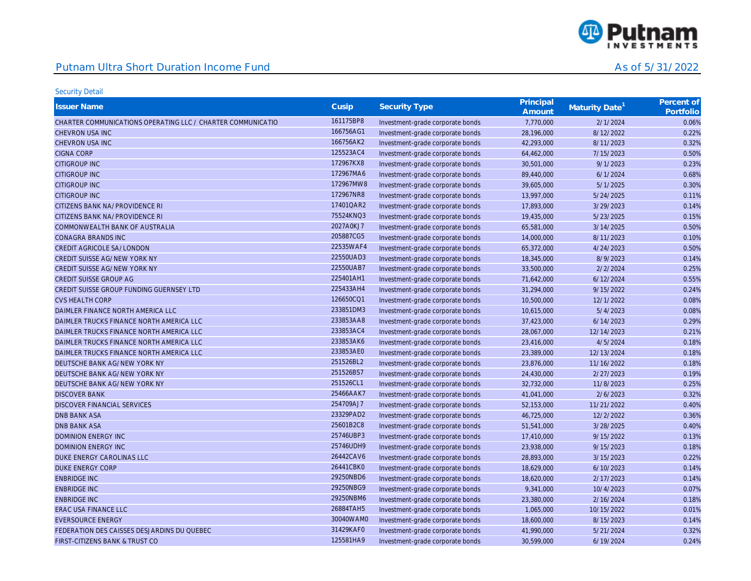## Putnam Ultra Short Duration Income Fund

As of 5/31/2022

Security Detail

| Issuer Name | Cusip | Security Type | Principal Amount | Maturity Date[1] | Percent of Portfolio |
|---|---|---|---|---|---|
| CHARTER COMMUNICATIONS OPERATING LLC / CHARTER COMMUNICATIO | 161175BP8 | Investment-grade corporate bonds | 7,770,000 | 2/1/2024 | 0.06% |
| CHEVRON USA INC | 166756AG1 | Investment-grade corporate bonds | 28,196,000 | 8/12/2022 | 0.22% |
| CHEVRON USA INC | 166756AK2 | Investment-grade corporate bonds | 42,293,000 | 8/11/2023 | 0.32% |
| CIGNA CORP | 125523AC4 | Investment-grade corporate bonds | 64,462,000 | 7/15/2023 | 0.50% |
| CITIGROUP INC | 172967KX8 | Investment-grade corporate bonds | 30,501,000 | 9/1/2023 | 0.23% |
| CITIGROUP INC | 172967MA6 | Investment-grade corporate bonds | 89,440,000 | 6/1/2024 | 0.68% |
| CITIGROUP INC | 172967MW8 | Investment-grade corporate bonds | 39,605,000 | 5/1/2025 | 0.30% |
| CITIGROUP INC | 172967NR8 | Investment-grade corporate bonds | 13,997,000 | 5/24/2025 | 0.11% |
| CITIZENS BANK NA/PROVIDENCE RI | 17401QAR2 | Investment-grade corporate bonds | 17,893,000 | 3/29/2023 | 0.14% |
| CITIZENS BANK NA/PROVIDENCE RI | 75524KNQ3 | Investment-grade corporate bonds | 19,435,000 | 5/23/2025 | 0.15% |
| COMMONWEALTH BANK OF AUSTRALIA | 2027A0KJ7 | Investment-grade corporate bonds | 65,581,000 | 3/14/2025 | 0.50% |
| CONAGRA BRANDS INC | 205887CG5 | Investment-grade corporate bonds | 14,000,000 | 8/11/2023 | 0.10% |
| CREDIT AGRICOLE SA/LONDON | 22535WAF4 | Investment-grade corporate bonds | 65,372,000 | 4/24/2023 | 0.50% |
| CREDIT SUISSE AG/NEW YORK NY | 22550UAD3 | Investment-grade corporate bonds | 18,345,000 | 8/9/2023 | 0.14% |
| CREDIT SUISSE AG/NEW YORK NY | 22550UAB7 | Investment-grade corporate bonds | 33,500,000 | 2/2/2024 | 0.25% |
| CREDIT SUISSE GROUP AG | 225401AH1 | Investment-grade corporate bonds | 71,642,000 | 6/12/2024 | 0.55% |
| CREDIT SUISSE GROUP FUNDING GUERNSEY LTD | 225433AH4 | Investment-grade corporate bonds | 31,294,000 | 9/15/2022 | 0.24% |
| CVS HEALTH CORP | 126650CQ1 | Investment-grade corporate bonds | 10,500,000 | 12/1/2022 | 0.08% |
| DAIMLER FINANCE NORTH AMERICA LLC | 233851DM3 | Investment-grade corporate bonds | 10,615,000 | 5/4/2023 | 0.08% |
| DAIMLER TRUCKS FINANCE NORTH AMERICA LLC | 233853AA8 | Investment-grade corporate bonds | 37,423,000 | 6/14/2023 | 0.29% |
| DAIMLER TRUCKS FINANCE NORTH AMERICA LLC | 233853AC4 | Investment-grade corporate bonds | 28,067,000 | 12/14/2023 | 0.21% |
| DAIMLER TRUCKS FINANCE NORTH AMERICA LLC | 233853AK6 | Investment-grade corporate bonds | 23,416,000 | 4/5/2024 | 0.18% |
| DAIMLER TRUCKS FINANCE NORTH AMERICA LLC | 233853AE0 | Investment-grade corporate bonds | 23,389,000 | 12/13/2024 | 0.18% |
| DEUTSCHE BANK AG/NEW YORK NY | 251526BL2 | Investment-grade corporate bonds | 23,876,000 | 11/16/2022 | 0.18% |
| DEUTSCHE BANK AG/NEW YORK NY | 251526BS7 | Investment-grade corporate bonds | 24,430,000 | 2/27/2023 | 0.19% |
| DEUTSCHE BANK AG/NEW YORK NY | 251526CL1 | Investment-grade corporate bonds | 32,732,000 | 11/8/2023 | 0.25% |
| DISCOVER BANK | 25466AAK7 | Investment-grade corporate bonds | 41,041,000 | 2/6/2023 | 0.32% |
| DISCOVER FINANCIAL SERVICES | 254709AJ7 | Investment-grade corporate bonds | 52,153,000 | 11/21/2022 | 0.40% |
| DNB BANK ASA | 23329PAD2 | Investment-grade corporate bonds | 46,725,000 | 12/2/2022 | 0.36% |
| DNB BANK ASA | 25601B2C8 | Investment-grade corporate bonds | 51,541,000 | 3/28/2025 | 0.40% |
| DOMINION ENERGY INC | 25746UBP3 | Investment-grade corporate bonds | 17,410,000 | 9/15/2022 | 0.13% |
| DOMINION ENERGY INC | 25746UDH9 | Investment-grade corporate bonds | 23,938,000 | 9/15/2023 | 0.18% |
| DUKE ENERGY CAROLINAS LLC | 26442CAV6 | Investment-grade corporate bonds | 28,893,000 | 3/15/2023 | 0.22% |
| DUKE ENERGY CORP | 26441CBK0 | Investment-grade corporate bonds | 18,629,000 | 6/10/2023 | 0.14% |
| ENBRIDGE INC | 29250NBD6 | Investment-grade corporate bonds | 18,620,000 | 2/17/2023 | 0.14% |
| ENBRIDGE INC | 29250NBG9 | Investment-grade corporate bonds | 9,341,000 | 10/4/2023 | 0.07% |
| ENBRIDGE INC | 29250NBM6 | Investment-grade corporate bonds | 23,380,000 | 2/16/2024 | 0.18% |
| ERAC USA FINANCE LLC | 26884TAH5 | Investment-grade corporate bonds | 1,065,000 | 10/15/2022 | 0.01% |
| EVERSOURCE ENERGY | 30040WAM0 | Investment-grade corporate bonds | 18,600,000 | 8/15/2023 | 0.14% |
| FEDERATION DES CAISSES DESJARDINS DU QUEBEC | 31429KAF0 | Investment-grade corporate bonds | 41,990,000 | 5/21/2024 | 0.32% |
| FIRST-CITIZENS BANK & TRUST CO | 125581HA9 | Investment-grade corporate bonds | 30,599,000 | 6/19/2024 | 0.24% |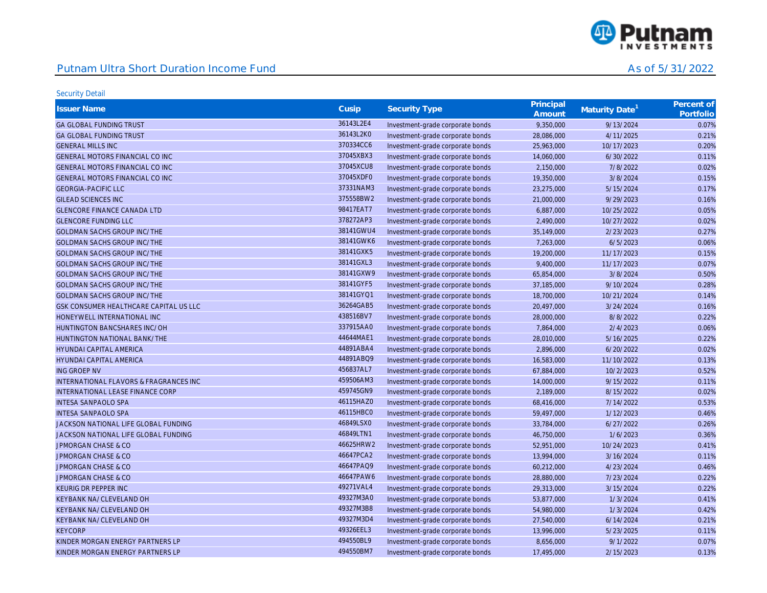# Putnam Ultra Short Duration Income Fund

As of 5/31/2022

Security Detail

| Issuer Name | Cusip | Security Type | Principal Amount | Maturity Date[1] | Percent of Portfolio |
|---|---|---|---|---|---|
| GA GLOBAL FUNDING TRUST | 36143L2E4 | Investment-grade corporate bonds | 9,350,000 | 9/13/2024 | 0.07% |
| GA GLOBAL FUNDING TRUST | 36143L2K0 | Investment-grade corporate bonds | 28,086,000 | 4/11/2025 | 0.21% |
| GENERAL MILLS INC | 370334CC6 | Investment-grade corporate bonds | 25,963,000 | 10/17/2023 | 0.20% |
| GENERAL MOTORS FINANCIAL CO INC | 37045XBX3 | Investment-grade corporate bonds | 14,060,000 | 6/30/2022 | 0.11% |
| GENERAL MOTORS FINANCIAL CO INC | 37045XCU8 | Investment-grade corporate bonds | 2,150,000 | 7/8/2022 | 0.02% |
| GENERAL MOTORS FINANCIAL CO INC | 37045XDF0 | Investment-grade corporate bonds | 19,350,000 | 3/8/2024 | 0.15% |
| GEORGIA-PACIFIC LLC | 37331NAM3 | Investment-grade corporate bonds | 23,275,000 | 5/15/2024 | 0.17% |
| GILEAD SCIENCES INC | 375558BW2 | Investment-grade corporate bonds | 21,000,000 | 9/29/2023 | 0.16% |
| GLENCORE FINANCE CANADA LTD | 98417EAT7 | Investment-grade corporate bonds | 6,887,000 | 10/25/2022 | 0.05% |
| GLENCORE FUNDING LLC | 378272AP3 | Investment-grade corporate bonds | 2,490,000 | 10/27/2022 | 0.02% |
| GOLDMAN SACHS GROUP INC/THE | 38141GWU4 | Investment-grade corporate bonds | 35,149,000 | 2/23/2023 | 0.27% |
| GOLDMAN SACHS GROUP INC/THE | 38141GWK6 | Investment-grade corporate bonds | 7,263,000 | 6/5/2023 | 0.06% |
| GOLDMAN SACHS GROUP INC/THE | 38141GXK5 | Investment-grade corporate bonds | 19,200,000 | 11/17/2023 | 0.15% |
| GOLDMAN SACHS GROUP INC/THE | 38141GXL3 | Investment-grade corporate bonds | 9,400,000 | 11/17/2023 | 0.07% |
| GOLDMAN SACHS GROUP INC/THE | 38141GXW9 | Investment-grade corporate bonds | 65,854,000 | 3/8/2024 | 0.50% |
| GOLDMAN SACHS GROUP INC/THE | 38141GYF5 | Investment-grade corporate bonds | 37,185,000 | 9/10/2024 | 0.28% |
| GOLDMAN SACHS GROUP INC/THE | 38141GYQ1 | Investment-grade corporate bonds | 18,700,000 | 10/21/2024 | 0.14% |
| GSK CONSUMER HEALTHCARE CAPITAL US LLC | 36264GAB5 | Investment-grade corporate bonds | 20,497,000 | 3/24/2024 | 0.16% |
| HONEYWELL INTERNATIONAL INC | 438516BV7 | Investment-grade corporate bonds | 28,000,000 | 8/8/2022 | 0.22% |
| HUNTINGTON BANCSHARES INC/OH | 337915AA0 | Investment-grade corporate bonds | 7,864,000 | 2/4/2023 | 0.06% |
| HUNTINGTON NATIONAL BANK/THE | 44644MAE1 | Investment-grade corporate bonds | 28,010,000 | 5/16/2025 | 0.22% |
| HYUNDAI CAPITAL AMERICA | 44891ABA4 | Investment-grade corporate bonds | 2,896,000 | 6/20/2022 | 0.02% |
| HYUNDAI CAPITAL AMERICA | 44891ABQ9 | Investment-grade corporate bonds | 16,583,000 | 11/10/2022 | 0.13% |
| ING GROEP NV | 456837AL7 | Investment-grade corporate bonds | 67,884,000 | 10/2/2023 | 0.52% |
| INTERNATIONAL FLAVORS & FRAGRANCES INC | 459506AM3 | Investment-grade corporate bonds | 14,000,000 | 9/15/2022 | 0.11% |
| INTERNATIONAL LEASE FINANCE CORP | 459745GN9 | Investment-grade corporate bonds | 2,189,000 | 8/15/2022 | 0.02% |
| INTESA SANPAOLO SPA | 46115HAZ0 | Investment-grade corporate bonds | 68,416,000 | 7/14/2022 | 0.53% |
| INTESA SANPAOLO SPA | 46115HBC0 | Investment-grade corporate bonds | 59,497,000 | 1/12/2023 | 0.46% |
| JACKSON NATIONAL LIFE GLOBAL FUNDING | 46849LSX0 | Investment-grade corporate bonds | 33,784,000 | 6/27/2022 | 0.26% |
| JACKSON NATIONAL LIFE GLOBAL FUNDING | 46849LTN1 | Investment-grade corporate bonds | 46,750,000 | 1/6/2023 | 0.36% |
| JPMORGAN CHASE & CO | 46625HRW2 | Investment-grade corporate bonds | 52,951,000 | 10/24/2023 | 0.41% |
| JPMORGAN CHASE & CO | 46647PCA2 | Investment-grade corporate bonds | 13,994,000 | 3/16/2024 | 0.11% |
| JPMORGAN CHASE & CO | 46647PAQ9 | Investment-grade corporate bonds | 60,212,000 | 4/23/2024 | 0.46% |
| JPMORGAN CHASE & CO | 46647PAW6 | Investment-grade corporate bonds | 28,880,000 | 7/23/2024 | 0.22% |
| KEURIG DR PEPPER INC | 49271VAL4 | Investment-grade corporate bonds | 29,313,000 | 3/15/2024 | 0.22% |
| KEYBANK NA/CLEVELAND OH | 49327M3A0 | Investment-grade corporate bonds | 53,877,000 | 1/3/2024 | 0.41% |
| KEYBANK NA/CLEVELAND OH | 49327M3B8 | Investment-grade corporate bonds | 54,980,000 | 1/3/2024 | 0.42% |
| KEYBANK NA/CLEVELAND OH | 49327M3D4 | Investment-grade corporate bonds | 27,540,000 | 6/14/2024 | 0.21% |
| KEYCORP | 49326EEL3 | Investment-grade corporate bonds | 13,996,000 | 5/23/2025 | 0.11% |
| KINDER MORGAN ENERGY PARTNERS LP | 494550BL9 | Investment-grade corporate bonds | 8,656,000 | 9/1/2022 | 0.07% |
| KINDER MORGAN ENERGY PARTNERS LP | 494550BM7 | Investment-grade corporate bonds | 17,495,000 | 2/15/2023 | 0.13% |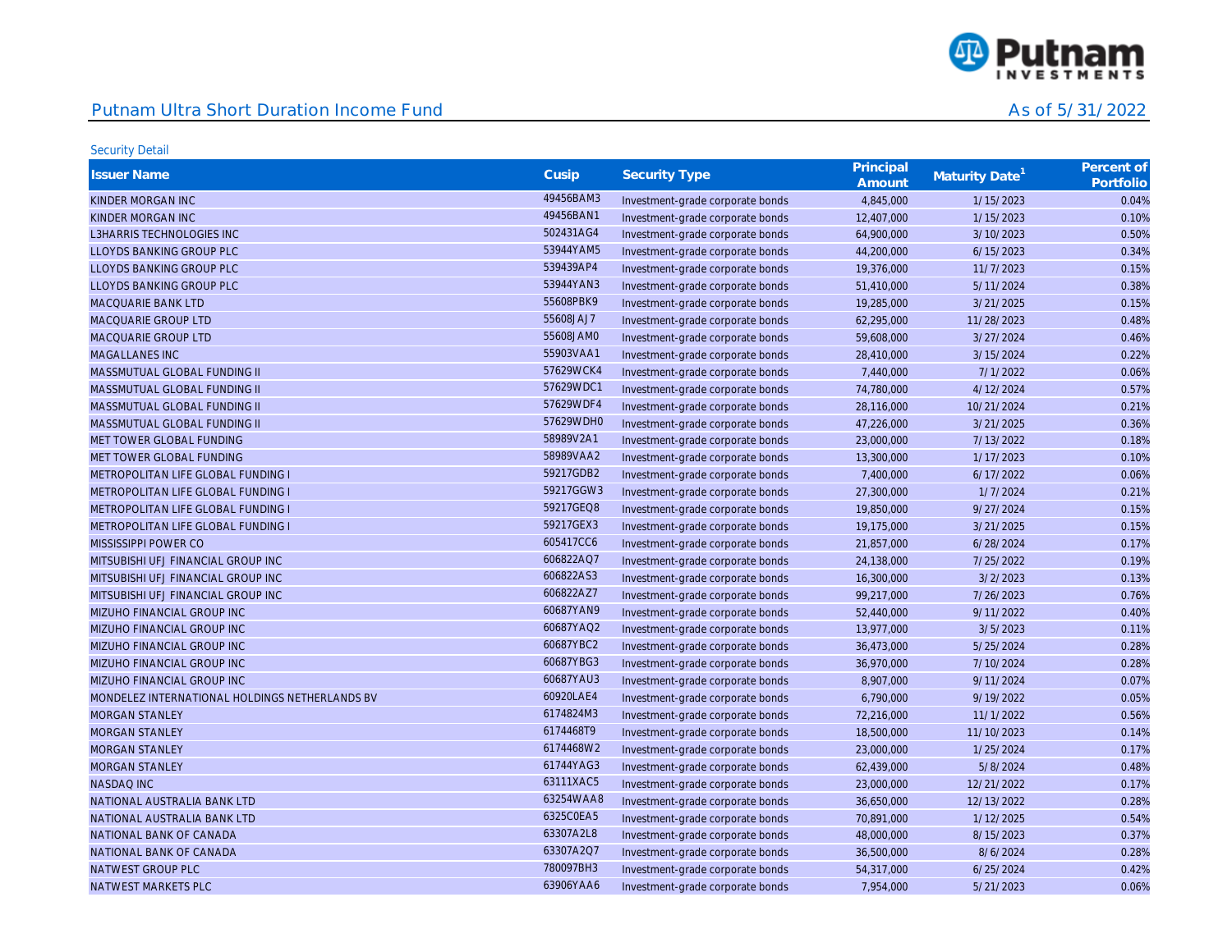## Putnam Ultra Short Duration Income Fund

As of 5/31/2022

Security Detail

| Issuer Name | Cusip | Security Type | Principal Amount | Maturity Date[1] | Percent of Portfolio |
|---|---|---|---|---|---|
| KINDER MORGAN INC | 49456BAM3 | Investment-grade corporate bonds | 4,845,000 | 1/15/2023 | 0.04% |
| KINDER MORGAN INC | 49456BAN1 | Investment-grade corporate bonds | 12,407,000 | 1/15/2023 | 0.10% |
| L3HARRIS TECHNOLOGIES INC | 502431AG4 | Investment-grade corporate bonds | 64,900,000 | 3/10/2023 | 0.50% |
| LLOYDS BANKING GROUP PLC | 53944YAM5 | Investment-grade corporate bonds | 44,200,000 | 6/15/2023 | 0.34% |
| LLOYDS BANKING GROUP PLC | 539439AP4 | Investment-grade corporate bonds | 19,376,000 | 11/7/2023 | 0.15% |
| LLOYDS BANKING GROUP PLC | 53944YAN3 | Investment-grade corporate bonds | 51,410,000 | 5/11/2024 | 0.38% |
| MACQUARIE BANK LTD | 55608PBK9 | Investment-grade corporate bonds | 19,285,000 | 3/21/2025 | 0.15% |
| MACQUARIE GROUP LTD | 55608JAJ7 | Investment-grade corporate bonds | 62,295,000 | 11/28/2023 | 0.48% |
| MACQUARIE GROUP LTD | 55608JAM0 | Investment-grade corporate bonds | 59,608,000 | 3/27/2024 | 0.46% |
| MAGALLANES INC | 55903VAA1 | Investment-grade corporate bonds | 28,410,000 | 3/15/2024 | 0.22% |
| MASSMUTUAL GLOBAL FUNDING II | 57629WCK4 | Investment-grade corporate bonds | 7,440,000 | 7/1/2022 | 0.06% |
| MASSMUTUAL GLOBAL FUNDING II | 57629WDC1 | Investment-grade corporate bonds | 74,780,000 | 4/12/2024 | 0.57% |
| MASSMUTUAL GLOBAL FUNDING II | 57629WDF4 | Investment-grade corporate bonds | 28,116,000 | 10/21/2024 | 0.21% |
| MASSMUTUAL GLOBAL FUNDING II | 57629WDH0 | Investment-grade corporate bonds | 47,226,000 | 3/21/2025 | 0.36% |
| MET TOWER GLOBAL FUNDING | 58989V2A1 | Investment-grade corporate bonds | 23,000,000 | 7/13/2022 | 0.18% |
| MET TOWER GLOBAL FUNDING | 58989VAA2 | Investment-grade corporate bonds | 13,300,000 | 1/17/2023 | 0.10% |
| METROPOLITAN LIFE GLOBAL FUNDING I | 59217GDB2 | Investment-grade corporate bonds | 7,400,000 | 6/17/2022 | 0.06% |
| METROPOLITAN LIFE GLOBAL FUNDING I | 59217GGW3 | Investment-grade corporate bonds | 27,300,000 | 1/7/2024 | 0.21% |
| METROPOLITAN LIFE GLOBAL FUNDING I | 59217GEQ8 | Investment-grade corporate bonds | 19,850,000 | 9/27/2024 | 0.15% |
| METROPOLITAN LIFE GLOBAL FUNDING I | 59217GEX3 | Investment-grade corporate bonds | 19,175,000 | 3/21/2025 | 0.15% |
| MISSISSIPPI POWER CO | 605417CC6 | Investment-grade corporate bonds | 21,857,000 | 6/28/2024 | 0.17% |
| MITSUBISHI UFJ FINANCIAL GROUP INC | 606822AQ7 | Investment-grade corporate bonds | 24,138,000 | 7/25/2022 | 0.19% |
| MITSUBISHI UFJ FINANCIAL GROUP INC | 606822AS3 | Investment-grade corporate bonds | 16,300,000 | 3/2/2023 | 0.13% |
| MITSUBISHI UFJ FINANCIAL GROUP INC | 606822AZ7 | Investment-grade corporate bonds | 99,217,000 | 7/26/2023 | 0.76% |
| MIZUHO FINANCIAL GROUP INC | 60687YAN9 | Investment-grade corporate bonds | 52,440,000 | 9/11/2022 | 0.40% |
| MIZUHO FINANCIAL GROUP INC | 60687YAQ2 | Investment-grade corporate bonds | 13,977,000 | 3/5/2023 | 0.11% |
| MIZUHO FINANCIAL GROUP INC | 60687YBC2 | Investment-grade corporate bonds | 36,473,000 | 5/25/2024 | 0.28% |
| MIZUHO FINANCIAL GROUP INC | 60687YBG3 | Investment-grade corporate bonds | 36,970,000 | 7/10/2024 | 0.28% |
| MIZUHO FINANCIAL GROUP INC | 60687YAU3 | Investment-grade corporate bonds | 8,907,000 | 9/11/2024 | 0.07% |
| MONDELEZ INTERNATIONAL HOLDINGS NETHERLANDS BV | 60920LAE4 | Investment-grade corporate bonds | 6,790,000 | 9/19/2022 | 0.05% |
| MORGAN STANLEY | 6174824M3 | Investment-grade corporate bonds | 72,216,000 | 11/1/2022 | 0.56% |
| MORGAN STANLEY | 6174468T9 | Investment-grade corporate bonds | 18,500,000 | 11/10/2023 | 0.14% |
| MORGAN STANLEY | 6174468W2 | Investment-grade corporate bonds | 23,000,000 | 1/25/2024 | 0.17% |
| MORGAN STANLEY | 61744YAG3 | Investment-grade corporate bonds | 62,439,000 | 5/8/2024 | 0.48% |
| NASDAQ INC | 63111XAC5 | Investment-grade corporate bonds | 23,000,000 | 12/21/2022 | 0.17% |
| NATIONAL AUSTRALIA BANK LTD | 63254WAA8 | Investment-grade corporate bonds | 36,650,000 | 12/13/2022 | 0.28% |
| NATIONAL AUSTRALIA BANK LTD | 6325C0EA5 | Investment-grade corporate bonds | 70,891,000 | 1/12/2025 | 0.54% |
| NATIONAL BANK OF CANADA | 63307A2L8 | Investment-grade corporate bonds | 48,000,000 | 8/15/2023 | 0.37% |
| NATIONAL BANK OF CANADA | 63307A2Q7 | Investment-grade corporate bonds | 36,500,000 | 8/6/2024 | 0.28% |
| NATWEST GROUP PLC | 780097BH3 | Investment-grade corporate bonds | 54,317,000 | 6/25/2024 | 0.42% |
| NATWEST MARKETS PLC | 63906YAA6 | Investment-grade corporate bonds | 7,954,000 | 5/21/2023 | 0.06% |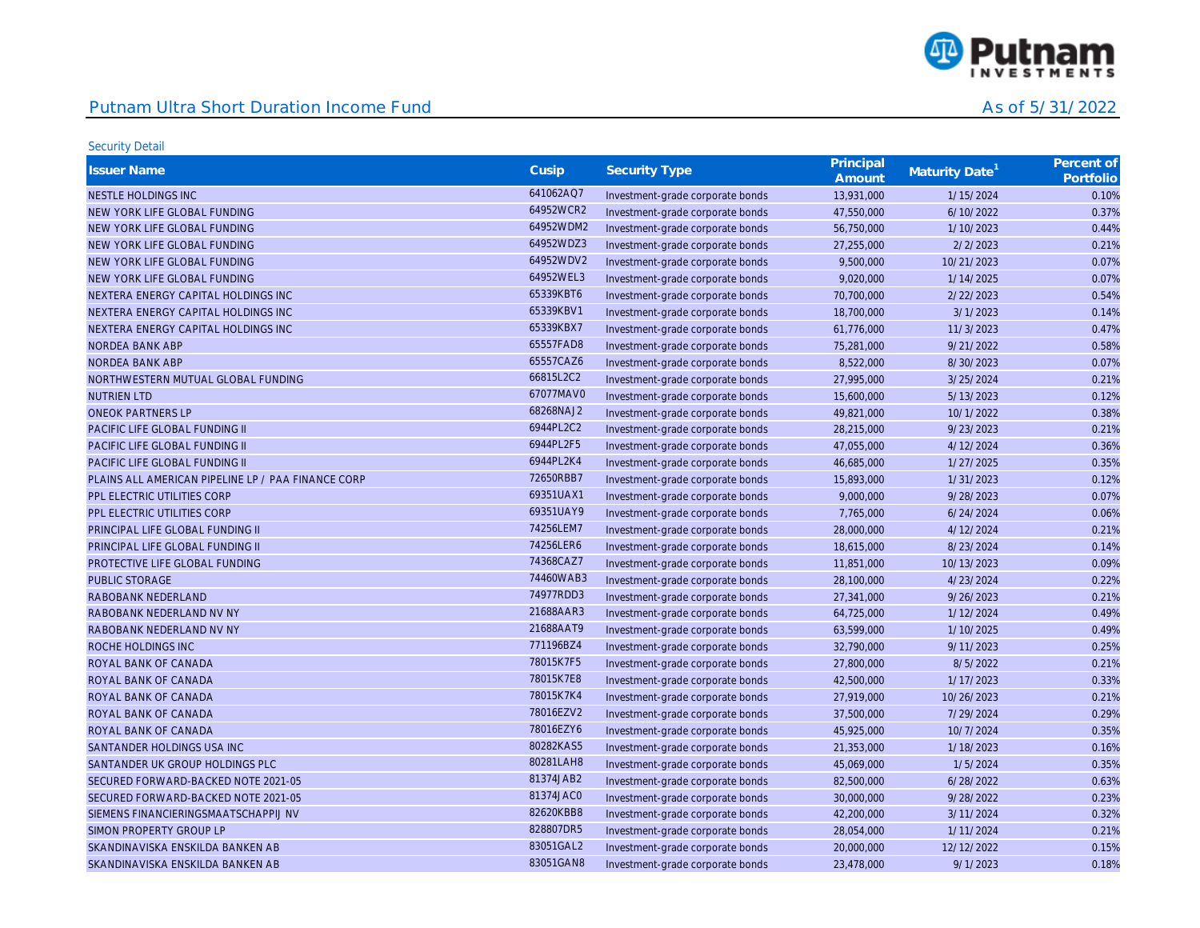## Putnam Ultra Short Duration Income Fund

As of 5/31/2022

Security Detail

| Issuer Name | Cusip | Security Type | Principal Amount | Maturity Date[1] | Percent of Portfolio |
|---|---|---|---|---|---|
| NESTLE HOLDINGS INC | 641062AQ7 | Investment-grade corporate bonds | 13,931,000 | 1/15/2024 | 0.10% |
| NEW YORK LIFE GLOBAL FUNDING | 64952WCR2 | Investment-grade corporate bonds | 47,550,000 | 6/10/2022 | 0.37% |
| NEW YORK LIFE GLOBAL FUNDING | 64952WDM2 | Investment-grade corporate bonds | 56,750,000 | 1/10/2023 | 0.44% |
| NEW YORK LIFE GLOBAL FUNDING | 64952WDZ3 | Investment-grade corporate bonds | 27,255,000 | 2/2/2023 | 0.21% |
| NEW YORK LIFE GLOBAL FUNDING | 64952WDV2 | Investment-grade corporate bonds | 9,500,000 | 10/21/2023 | 0.07% |
| NEW YORK LIFE GLOBAL FUNDING | 64952WEL3 | Investment-grade corporate bonds | 9,020,000 | 1/14/2025 | 0.07% |
| NEXTERA ENERGY CAPITAL HOLDINGS INC | 65339KBT6 | Investment-grade corporate bonds | 70,700,000 | 2/22/2023 | 0.54% |
| NEXTERA ENERGY CAPITAL HOLDINGS INC | 65339KBV1 | Investment-grade corporate bonds | 18,700,000 | 3/1/2023 | 0.14% |
| NEXTERA ENERGY CAPITAL HOLDINGS INC | 65339KBX7 | Investment-grade corporate bonds | 61,776,000 | 11/3/2023 | 0.47% |
| NORDEA BANK ABP | 65557FAD8 | Investment-grade corporate bonds | 75,281,000 | 9/21/2022 | 0.58% |
| NORDEA BANK ABP | 65557CAZ6 | Investment-grade corporate bonds | 8,522,000 | 8/30/2023 | 0.07% |
| NORTHWESTERN MUTUAL GLOBAL FUNDING | 66815L2C2 | Investment-grade corporate bonds | 27,995,000 | 3/25/2024 | 0.21% |
| NUTRIEN LTD | 67077MAV0 | Investment-grade corporate bonds | 15,600,000 | 5/13/2023 | 0.12% |
| ONEOK PARTNERS LP | 68268NAJ2 | Investment-grade corporate bonds | 49,821,000 | 10/1/2022 | 0.38% |
| PACIFIC LIFE GLOBAL FUNDING II | 6944PL2C2 | Investment-grade corporate bonds | 28,215,000 | 9/23/2023 | 0.21% |
| PACIFIC LIFE GLOBAL FUNDING II | 6944PL2F5 | Investment-grade corporate bonds | 47,055,000 | 4/12/2024 | 0.36% |
| PACIFIC LIFE GLOBAL FUNDING II | 6944PL2K4 | Investment-grade corporate bonds | 46,685,000 | 1/27/2025 | 0.35% |
| PLAINS ALL AMERICAN PIPELINE LP / PAA FINANCE CORP | 72650RBB7 | Investment-grade corporate bonds | 15,893,000 | 1/31/2023 | 0.12% |
| PPL ELECTRIC UTILITIES CORP | 69351UAX1 | Investment-grade corporate bonds | 9,000,000 | 9/28/2023 | 0.07% |
| PPL ELECTRIC UTILITIES CORP | 69351UAY9 | Investment-grade corporate bonds | 7,765,000 | 6/24/2024 | 0.06% |
| PRINCIPAL LIFE GLOBAL FUNDING II | 74256LEM7 | Investment-grade corporate bonds | 28,000,000 | 4/12/2024 | 0.21% |
| PRINCIPAL LIFE GLOBAL FUNDING II | 74256LER6 | Investment-grade corporate bonds | 18,615,000 | 8/23/2024 | 0.14% |
| PROTECTIVE LIFE GLOBAL FUNDING | 74368CAZ7 | Investment-grade corporate bonds | 11,851,000 | 10/13/2023 | 0.09% |
| PUBLIC STORAGE | 74460WAB3 | Investment-grade corporate bonds | 28,100,000 | 4/23/2024 | 0.22% |
| RABOBANK NEDERLAND | 74977RDD3 | Investment-grade corporate bonds | 27,341,000 | 9/26/2023 | 0.21% |
| RABOBANK NEDERLAND NV NY | 21688AAR3 | Investment-grade corporate bonds | 64,725,000 | 1/12/2024 | 0.49% |
| RABOBANK NEDERLAND NV NY | 21688AAT9 | Investment-grade corporate bonds | 63,599,000 | 1/10/2025 | 0.49% |
| ROCHE HOLDINGS INC | 771196BZ4 | Investment-grade corporate bonds | 32,790,000 | 9/11/2023 | 0.25% |
| ROYAL BANK OF CANADA | 78015K7F5 | Investment-grade corporate bonds | 27,800,000 | 8/5/2022 | 0.21% |
| ROYAL BANK OF CANADA | 78015K7E8 | Investment-grade corporate bonds | 42,500,000 | 1/17/2023 | 0.33% |
| ROYAL BANK OF CANADA | 78015K7K4 | Investment-grade corporate bonds | 27,919,000 | 10/26/2023 | 0.21% |
| ROYAL BANK OF CANADA | 78016EZV2 | Investment-grade corporate bonds | 37,500,000 | 7/29/2024 | 0.29% |
| ROYAL BANK OF CANADA | 78016EZY6 | Investment-grade corporate bonds | 45,925,000 | 10/7/2024 | 0.35% |
| SANTANDER HOLDINGS USA INC | 80282KAS5 | Investment-grade corporate bonds | 21,353,000 | 1/18/2023 | 0.16% |
| SANTANDER UK GROUP HOLDINGS PLC | 80281LAH8 | Investment-grade corporate bonds | 45,069,000 | 1/5/2024 | 0.35% |
| SECURED FORWARD-BACKED NOTE 2021-05 | 81374JAB2 | Investment-grade corporate bonds | 82,500,000 | 6/28/2022 | 0.63% |
| SECURED FORWARD-BACKED NOTE 2021-05 | 81374JAC0 | Investment-grade corporate bonds | 30,000,000 | 9/28/2022 | 0.23% |
| SIEMENS FINANCIERINGSMAATSCHAPPIJ NV | 82620KBB8 | Investment-grade corporate bonds | 42,200,000 | 3/11/2024 | 0.32% |
| SIMON PROPERTY GROUP LP | 828807DR5 | Investment-grade corporate bonds | 28,054,000 | 1/11/2024 | 0.21% |
| SKANDINAVISKA ENSKILDA BANKEN AB | 83051GAL2 | Investment-grade corporate bonds | 20,000,000 | 12/12/2022 | 0.15% |
| SKANDINAVISKA ENSKILDA BANKEN AB | 83051GAN8 | Investment-grade corporate bonds | 23,478,000 | 9/1/2023 | 0.18% |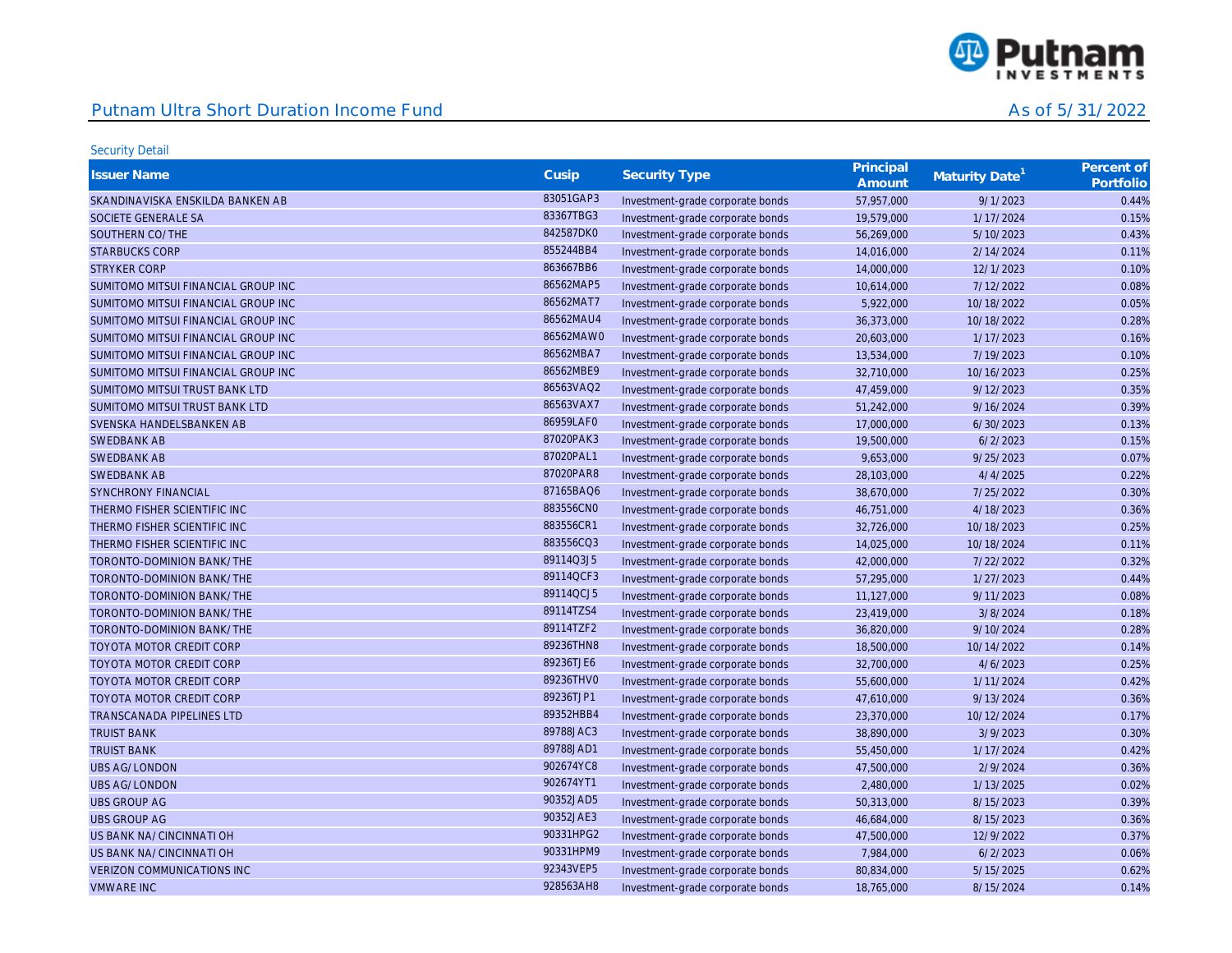## Putnam Ultra Short Duration Income Fund

As of 5/31/2022

Security Detail

| Issuer Name | Cusip | Security Type | Principal Amount | Maturity Date[1] | Percent of Portfolio |
|---|---|---|---|---|---|
| SKANDINAVISKA ENSKILDA BANKEN AB | 83051GAP3 | Investment-grade corporate bonds | 57,957,000 | 9/1/2023 | 0.44% |
| SOCIETE GENERALE SA | 83367TBG3 | Investment-grade corporate bonds | 19,579,000 | 1/17/2024 | 0.15% |
| SOUTHERN CO/THE | 842587DK0 | Investment-grade corporate bonds | 56,269,000 | 5/10/2023 | 0.43% |
| STARBUCKS CORP | 855244BB4 | Investment-grade corporate bonds | 14,016,000 | 2/14/2024 | 0.11% |
| STRYKER CORP | 863667BB6 | Investment-grade corporate bonds | 14,000,000 | 12/1/2023 | 0.10% |
| SUMITOMO MITSUI FINANCIAL GROUP INC | 86562MAP5 | Investment-grade corporate bonds | 10,614,000 | 7/12/2022 | 0.08% |
| SUMITOMO MITSUI FINANCIAL GROUP INC | 86562MAT7 | Investment-grade corporate bonds | 5,922,000 | 10/18/2022 | 0.05% |
| SUMITOMO MITSUI FINANCIAL GROUP INC | 86562MAU4 | Investment-grade corporate bonds | 36,373,000 | 10/18/2022 | 0.28% |
| SUMITOMO MITSUI FINANCIAL GROUP INC | 86562MAW0 | Investment-grade corporate bonds | 20,603,000 | 1/17/2023 | 0.16% |
| SUMITOMO MITSUI FINANCIAL GROUP INC | 86562MBA7 | Investment-grade corporate bonds | 13,534,000 | 7/19/2023 | 0.10% |
| SUMITOMO MITSUI FINANCIAL GROUP INC | 86562MBE9 | Investment-grade corporate bonds | 32,710,000 | 10/16/2023 | 0.25% |
| SUMITOMO MITSUI TRUST BANK LTD | 86563VAQ2 | Investment-grade corporate bonds | 47,459,000 | 9/12/2023 | 0.35% |
| SUMITOMO MITSUI TRUST BANK LTD | 86563VAX7 | Investment-grade corporate bonds | 51,242,000 | 9/16/2024 | 0.39% |
| SVENSKA HANDELSBANKEN AB | 86959LAF0 | Investment-grade corporate bonds | 17,000,000 | 6/30/2023 | 0.13% |
| SWEDBANK AB | 87020PAK3 | Investment-grade corporate bonds | 19,500,000 | 6/2/2023 | 0.15% |
| SWEDBANK AB | 87020PAL1 | Investment-grade corporate bonds | 9,653,000 | 9/25/2023 | 0.07% |
| SWEDBANK AB | 87020PAR8 | Investment-grade corporate bonds | 28,103,000 | 4/4/2025 | 0.22% |
| SYNCHRONY FINANCIAL | 87165BAQ6 | Investment-grade corporate bonds | 38,670,000 | 7/25/2022 | 0.30% |
| THERMO FISHER SCIENTIFIC INC | 883556CN0 | Investment-grade corporate bonds | 46,751,000 | 4/18/2023 | 0.36% |
| THERMO FISHER SCIENTIFIC INC | 883556CR1 | Investment-grade corporate bonds | 32,726,000 | 10/18/2023 | 0.25% |
| THERMO FISHER SCIENTIFIC INC | 883556CQ3 | Investment-grade corporate bonds | 14,025,000 | 10/18/2024 | 0.11% |
| TORONTO-DOMINION BANK/THE | 89114Q3J5 | Investment-grade corporate bonds | 42,000,000 | 7/22/2022 | 0.32% |
| TORONTO-DOMINION BANK/THE | 89114QCF3 | Investment-grade corporate bonds | 57,295,000 | 1/27/2023 | 0.44% |
| TORONTO-DOMINION BANK/THE | 89114QCJ5 | Investment-grade corporate bonds | 11,127,000 | 9/11/2023 | 0.08% |
| TORONTO-DOMINION BANK/THE | 89114TZS4 | Investment-grade corporate bonds | 23,419,000 | 3/8/2024 | 0.18% |
| TORONTO-DOMINION BANK/THE | 89114TZF2 | Investment-grade corporate bonds | 36,820,000 | 9/10/2024 | 0.28% |
| TOYOTA MOTOR CREDIT CORP | 89236THN8 | Investment-grade corporate bonds | 18,500,000 | 10/14/2022 | 0.14% |
| TOYOTA MOTOR CREDIT CORP | 89236TJE6 | Investment-grade corporate bonds | 32,700,000 | 4/6/2023 | 0.25% |
| TOYOTA MOTOR CREDIT CORP | 89236THV0 | Investment-grade corporate bonds | 55,600,000 | 1/11/2024 | 0.42% |
| TOYOTA MOTOR CREDIT CORP | 89236TJP1 | Investment-grade corporate bonds | 47,610,000 | 9/13/2024 | 0.36% |
| TRANSCANADA PIPELINES LTD | 89352HBB4 | Investment-grade corporate bonds | 23,370,000 | 10/12/2024 | 0.17% |
| TRUIST BANK | 89788JAC3 | Investment-grade corporate bonds | 38,890,000 | 3/9/2023 | 0.30% |
| TRUIST BANK | 89788JAD1 | Investment-grade corporate bonds | 55,450,000 | 1/17/2024 | 0.42% |
| UBS AG/LONDON | 902674YC8 | Investment-grade corporate bonds | 47,500,000 | 2/9/2024 | 0.36% |
| UBS AG/LONDON | 902674YT1 | Investment-grade corporate bonds | 2,480,000 | 1/13/2025 | 0.02% |
| UBS GROUP AG | 90352JAD5 | Investment-grade corporate bonds | 50,313,000 | 8/15/2023 | 0.39% |
| UBS GROUP AG | 90352JAE3 | Investment-grade corporate bonds | 46,684,000 | 8/15/2023 | 0.36% |
| US BANK NA/CINCINNATI OH | 90331HPG2 | Investment-grade corporate bonds | 47,500,000 | 12/9/2022 | 0.37% |
| US BANK NA/CINCINNATI OH | 90331HPM9 | Investment-grade corporate bonds | 7,984,000 | 6/2/2023 | 0.06% |
| VERIZON COMMUNICATIONS INC | 92343VEP5 | Investment-grade corporate bonds | 80,834,000 | 5/15/2025 | 0.62% |
| VMWARE INC | 928563AH8 | Investment-grade corporate bonds | 18,765,000 | 8/15/2024 | 0.14% |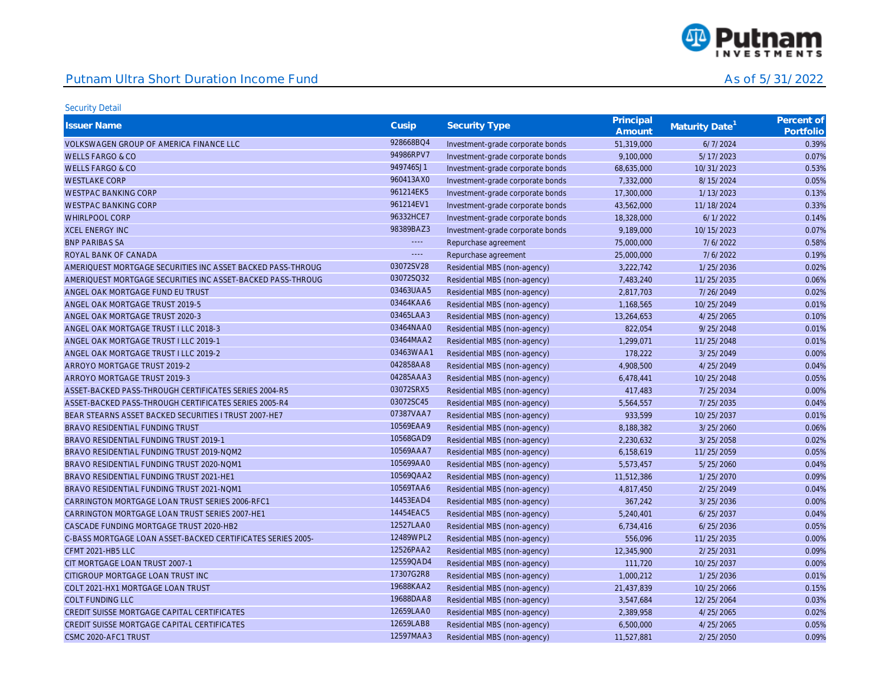## Putnam Ultra Short Duration Income Fund

As of 5/31/2022

Security Detail

| Issuer Name | Cusip | Security Type | Principal Amount | Maturity Date[1] | Percent of Portfolio |
|---|---|---|---|---|---|
| VOLKSWAGEN GROUP OF AMERICA FINANCE LLC | 928668BQ4 | Investment-grade corporate bonds | 51,319,000 | 6/7/2024 | 0.39% |
| WELLS FARGO & CO | 94986RPV7 | Investment-grade corporate bonds | 9,100,000 | 5/17/2023 | 0.07% |
| WELLS FARGO & CO | 949746SJ1 | Investment-grade corporate bonds | 68,635,000 | 10/31/2023 | 0.53% |
| WESTLAKE CORP | 960413AX0 | Investment-grade corporate bonds | 7,332,000 | 8/15/2024 | 0.05% |
| WESTPAC BANKING CORP | 961214EK5 | Investment-grade corporate bonds | 17,300,000 | 1/13/2023 | 0.13% |
| WESTPAC BANKING CORP | 961214EV1 | Investment-grade corporate bonds | 43,562,000 | 11/18/2024 | 0.33% |
| WHIRLPOOL CORP | 96332HCE7 | Investment-grade corporate bonds | 18,328,000 | 6/1/2022 | 0.14% |
| XCEL ENERGY INC | 98389BAZ3 | Investment-grade corporate bonds | 9,189,000 | 10/15/2023 | 0.07% |
| BNP PARIBAS SA | ---- | Repurchase agreement | 75,000,000 | 7/6/2022 | 0.58% |
| ROYAL BANK OF CANADA | ---- | Repurchase agreement | 25,000,000 | 7/6/2022 | 0.19% |
| AMERIQUEST MORTGAGE SECURITIES INC ASSET BACKED PASS-THROUG | 03072SV28 | Residential MBS (non-agency) | 3,222,742 | 1/25/2036 | 0.02% |
| AMERIQUEST MORTGAGE SECURITIES INC ASSET-BACKED PASS-THROUG | 03072SQ32 | Residential MBS (non-agency) | 7,483,240 | 11/25/2035 | 0.06% |
| ANGEL OAK MORTGAGE FUND EU TRUST | 03463UAA5 | Residential MBS (non-agency) | 2,817,703 | 7/26/2049 | 0.02% |
| ANGEL OAK MORTGAGE TRUST 2019-5 | 03464KAA6 | Residential MBS (non-agency) | 1,168,565 | 10/25/2049 | 0.01% |
| ANGEL OAK MORTGAGE TRUST 2020-3 | 03465LAA3 | Residential MBS (non-agency) | 13,264,653 | 4/25/2065 | 0.10% |
| ANGEL OAK MORTGAGE TRUST I LLC 2018-3 | 03464NAA0 | Residential MBS (non-agency) | 822,054 | 9/25/2048 | 0.01% |
| ANGEL OAK MORTGAGE TRUST I LLC 2019-1 | 03464MAA2 | Residential MBS (non-agency) | 1,299,071 | 11/25/2048 | 0.01% |
| ANGEL OAK MORTGAGE TRUST I LLC 2019-2 | 03463WAA1 | Residential MBS (non-agency) | 178,222 | 3/25/2049 | 0.00% |
| ARROYO MORTGAGE TRUST 2019-2 | 042858AA8 | Residential MBS (non-agency) | 4,908,500 | 4/25/2049 | 0.04% |
| ARROYO MORTGAGE TRUST 2019-3 | 04285AAA3 | Residential MBS (non-agency) | 6,478,441 | 10/25/2048 | 0.05% |
| ASSET-BACKED PASS-THROUGH CERTIFICATES SERIES 2004-R5 | 03072SRX5 | Residential MBS (non-agency) | 417,483 | 7/25/2034 | 0.00% |
| ASSET-BACKED PASS-THROUGH CERTIFICATES SERIES 2005-R4 | 03072SC45 | Residential MBS (non-agency) | 5,564,557 | 7/25/2035 | 0.04% |
| BEAR STEARNS ASSET BACKED SECURITIES I TRUST 2007-HE7 | 07387VAA7 | Residential MBS (non-agency) | 933,599 | 10/25/2037 | 0.01% |
| BRAVO RESIDENTIAL FUNDING TRUST | 10569EAA9 | Residential MBS (non-agency) | 8,188,382 | 3/25/2060 | 0.06% |
| BRAVO RESIDENTIAL FUNDING TRUST 2019-1 | 10568GAD9 | Residential MBS (non-agency) | 2,230,632 | 3/25/2058 | 0.02% |
| BRAVO RESIDENTIAL FUNDING TRUST 2019-NQM2 | 10569AAA7 | Residential MBS (non-agency) | 6,158,619 | 11/25/2059 | 0.05% |
| BRAVO RESIDENTIAL FUNDING TRUST 2020-NQM1 | 105699AA0 | Residential MBS (non-agency) | 5,573,457 | 5/25/2060 | 0.04% |
| BRAVO RESIDENTIAL FUNDING TRUST 2021-HE1 | 10569QAA2 | Residential MBS (non-agency) | 11,512,386 | 1/25/2070 | 0.09% |
| BRAVO RESIDENTIAL FUNDING TRUST 2021-NQM1 | 10569TAA6 | Residential MBS (non-agency) | 4,817,450 | 2/25/2049 | 0.04% |
| CARRINGTON MORTGAGE LOAN TRUST SERIES 2006-RFC1 | 14453EAD4 | Residential MBS (non-agency) | 367,242 | 3/25/2036 | 0.00% |
| CARRINGTON MORTGAGE LOAN TRUST SERIES 2007-HE1 | 14454EAC5 | Residential MBS (non-agency) | 5,240,401 | 6/25/2037 | 0.04% |
| CASCADE FUNDING MORTGAGE TRUST 2020-HB2 | 12527LAA0 | Residential MBS (non-agency) | 6,734,416 | 6/25/2036 | 0.05% |
| C-BASS MORTGAGE LOAN ASSET-BACKED CERTIFICATES SERIES 2005- | 12489WPL2 | Residential MBS (non-agency) | 556,096 | 11/25/2035 | 0.00% |
| CFMT 2021-HB5 LLC | 12526PAA2 | Residential MBS (non-agency) | 12,345,900 | 2/25/2031 | 0.09% |
| CIT MORTGAGE LOAN TRUST 2007-1 | 12559QAD4 | Residential MBS (non-agency) | 111,720 | 10/25/2037 | 0.00% |
| CITIGROUP MORTGAGE LOAN TRUST INC | 17307G2R8 | Residential MBS (non-agency) | 1,000,212 | 1/25/2036 | 0.01% |
| COLT 2021-HX1 MORTGAGE LOAN TRUST | 19688KAA2 | Residential MBS (non-agency) | 21,437,839 | 10/25/2066 | 0.15% |
| COLT FUNDING LLC | 19688DAA8 | Residential MBS (non-agency) | 3,547,684 | 12/25/2064 | 0.03% |
| CREDIT SUISSE MORTGAGE CAPITAL CERTIFICATES | 12659LAA0 | Residential MBS (non-agency) | 2,389,958 | 4/25/2065 | 0.02% |
| CREDIT SUISSE MORTGAGE CAPITAL CERTIFICATES | 12659LAB8 | Residential MBS (non-agency) | 6,500,000 | 4/25/2065 | 0.05% |
| CSMC 2020-AFC1 TRUST | 12597MAA3 | Residential MBS (non-agency) | 11,527,881 | 2/25/2050 | 0.09% |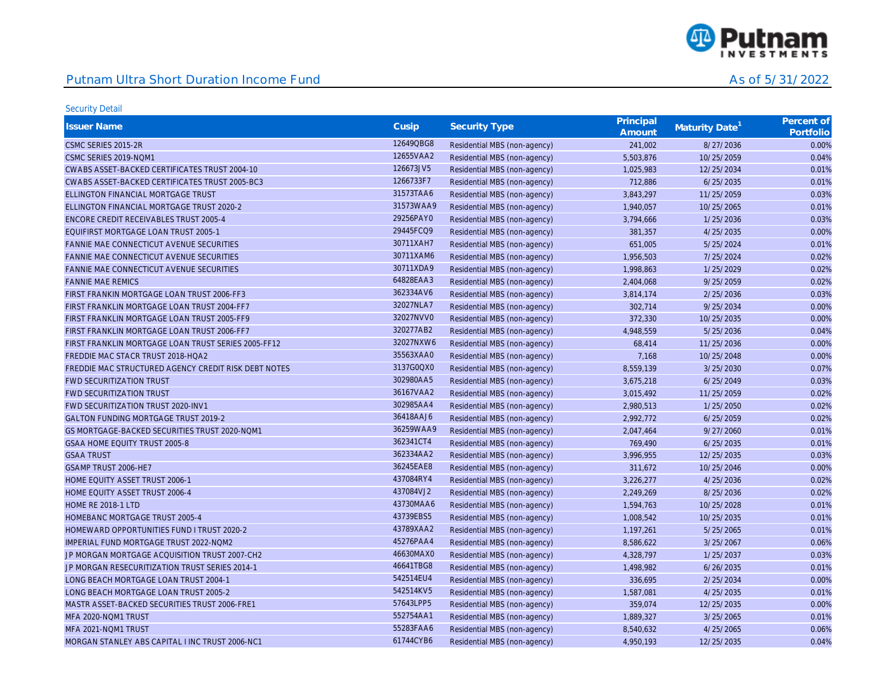## Putnam Ultra Short Duration Income Fund

As of 5/31/2022

Security Detail

| Issuer Name | Cusip | Security Type | Principal Amount | Maturity Date[1] | Percent of Portfolio |
|---|---|---|---|---|---|
| CSMC SERIES 2015-2R | 12649QBG8 | Residential MBS (non-agency) | 241,002 | 8/27/2036 | 0.00% |
| CSMC SERIES 2019-NQM1 | 12655VAA2 | Residential MBS (non-agency) | 5,503,876 | 10/25/2059 | 0.04% |
| CWABS ASSET-BACKED CERTIFICATES TRUST 2004-10 | 126673JV5 | Residential MBS (non-agency) | 1,025,983 | 12/25/2034 | 0.01% |
| CWABS ASSET-BACKED CERTIFICATES TRUST 2005-BC3 | 1266733F7 | Residential MBS (non-agency) | 712,886 | 6/25/2035 | 0.01% |
| ELLINGTON FINANCIAL MORTGAGE TRUST | 31573TAA6 | Residential MBS (non-agency) | 3,843,297 | 11/25/2059 | 0.03% |
| ELLINGTON FINANCIAL MORTGAGE TRUST 2020-2 | 31573WAA9 | Residential MBS (non-agency) | 1,940,057 | 10/25/2065 | 0.01% |
| ENCORE CREDIT RECEIVABLES TRUST 2005-4 | 29256PAY0 | Residential MBS (non-agency) | 3,794,666 | 1/25/2036 | 0.03% |
| EQUIFIRST MORTGAGE LOAN TRUST 2005-1 | 29445FCQ9 | Residential MBS (non-agency) | 381,357 | 4/25/2035 | 0.00% |
| FANNIE MAE CONNECTICUT AVENUE SECURITIES | 30711XAH7 | Residential MBS (non-agency) | 651,005 | 5/25/2024 | 0.01% |
| FANNIE MAE CONNECTICUT AVENUE SECURITIES | 30711XAM6 | Residential MBS (non-agency) | 1,956,503 | 7/25/2024 | 0.02% |
| FANNIE MAE CONNECTICUT AVENUE SECURITIES | 30711XDA9 | Residential MBS (non-agency) | 1,998,863 | 1/25/2029 | 0.02% |
| FANNIE MAE REMICS | 64828EAA3 | Residential MBS (non-agency) | 2,404,068 | 9/25/2059 | 0.02% |
| FIRST FRANKIN MORTGAGE LOAN TRUST 2006-FF3 | 362334AV6 | Residential MBS (non-agency) | 3,814,174 | 2/25/2036 | 0.03% |
| FIRST FRANKLIN MORTGAGE LOAN TRUST 2004-FF7 | 32027NLA7 | Residential MBS (non-agency) | 302,714 | 9/25/2034 | 0.00% |
| FIRST FRANKLIN MORTGAGE LOAN TRUST 2005-FF9 | 32027NVV0 | Residential MBS (non-agency) | 372,330 | 10/25/2035 | 0.00% |
| FIRST FRANKLIN MORTGAGE LOAN TRUST 2006-FF7 | 320277AB2 | Residential MBS (non-agency) | 4,948,559 | 5/25/2036 | 0.04% |
| FIRST FRANKLIN MORTGAGE LOAN TRUST SERIES 2005-FF12 | 32027NXW6 | Residential MBS (non-agency) | 68,414 | 11/25/2036 | 0.00% |
| FREDDIE MAC STACR TRUST 2018-HQA2 | 35563XAA0 | Residential MBS (non-agency) | 7,168 | 10/25/2048 | 0.00% |
| FREDDIE MAC STRUCTURED AGENCY CREDIT RISK DEBT NOTES | 3137G0QX0 | Residential MBS (non-agency) | 8,559,139 | 3/25/2030 | 0.07% |
| FWD SECURITIZATION TRUST | 302980AA5 | Residential MBS (non-agency) | 3,675,218 | 6/25/2049 | 0.03% |
| FWD SECURITIZATION TRUST | 36167VAA2 | Residential MBS (non-agency) | 3,015,492 | 11/25/2059 | 0.02% |
| FWD SECURITIZATION TRUST 2020-INV1 | 302985AA4 | Residential MBS (non-agency) | 2,980,513 | 1/25/2050 | 0.02% |
| GALTON FUNDING MORTGAGE TRUST 2019-2 | 36418AAJ6 | Residential MBS (non-agency) | 2,992,772 | 6/25/2059 | 0.02% |
| GS MORTGAGE-BACKED SECURITIES TRUST 2020-NQM1 | 36259WAA9 | Residential MBS (non-agency) | 2,047,464 | 9/27/2060 | 0.01% |
| GSAA HOME EQUITY TRUST 2005-8 | 362341CT4 | Residential MBS (non-agency) | 769,490 | 6/25/2035 | 0.01% |
| GSAA TRUST | 362334AA2 | Residential MBS (non-agency) | 3,996,955 | 12/25/2035 | 0.03% |
| GSAMP TRUST 2006-HE7 | 36245EAE8 | Residential MBS (non-agency) | 311,672 | 10/25/2046 | 0.00% |
| HOME EQUITY ASSET TRUST 2006-1 | 437084RY4 | Residential MBS (non-agency) | 3,226,277 | 4/25/2036 | 0.02% |
| HOME EQUITY ASSET TRUST 2006-4 | 437084VJ2 | Residential MBS (non-agency) | 2,249,269 | 8/25/2036 | 0.02% |
| HOME RE 2018-1 LTD | 43730MAA6 | Residential MBS (non-agency) | 1,594,763 | 10/25/2028 | 0.01% |
| HOMEBANC MORTGAGE TRUST 2005-4 | 43739EBS5 | Residential MBS (non-agency) | 1,008,542 | 10/25/2035 | 0.01% |
| HOMEWARD OPPORTUNITIES FUND I TRUST 2020-2 | 43789XAA2 | Residential MBS (non-agency) | 1,197,261 | 5/25/2065 | 0.01% |
| IMPERIAL FUND MORTGAGE TRUST 2022-NQM2 | 45276PAA4 | Residential MBS (non-agency) | 8,586,622 | 3/25/2067 | 0.06% |
| JP MORGAN MORTGAGE ACQUISITION TRUST 2007-CH2 | 46630MAX0 | Residential MBS (non-agency) | 4,328,797 | 1/25/2037 | 0.03% |
| JP MORGAN RESECURITIZATION TRUST SERIES 2014-1 | 46641TBG8 | Residential MBS (non-agency) | 1,498,982 | 6/26/2035 | 0.01% |
| LONG BEACH MORTGAGE LOAN TRUST 2004-1 | 542514EU4 | Residential MBS (non-agency) | 336,695 | 2/25/2034 | 0.00% |
| LONG BEACH MORTGAGE LOAN TRUST 2005-2 | 542514KV5 | Residential MBS (non-agency) | 1,587,081 | 4/25/2035 | 0.01% |
| MASTR ASSET-BACKED SECURITIES TRUST 2006-FRE1 | 57643LPP5 | Residential MBS (non-agency) | 359,074 | 12/25/2035 | 0.00% |
| MFA 2020-NQM1 TRUST | 552754AA1 | Residential MBS (non-agency) | 1,889,327 | 3/25/2065 | 0.01% |
| MFA 2021-NQM1 TRUST | 55283FAA6 | Residential MBS (non-agency) | 8,540,632 | 4/25/2065 | 0.06% |
| MORGAN STANLEY ABS CAPITAL I INC TRUST 2006-NC1 | 61744CYB6 | Residential MBS (non-agency) | 4,950,193 | 12/25/2035 | 0.04% |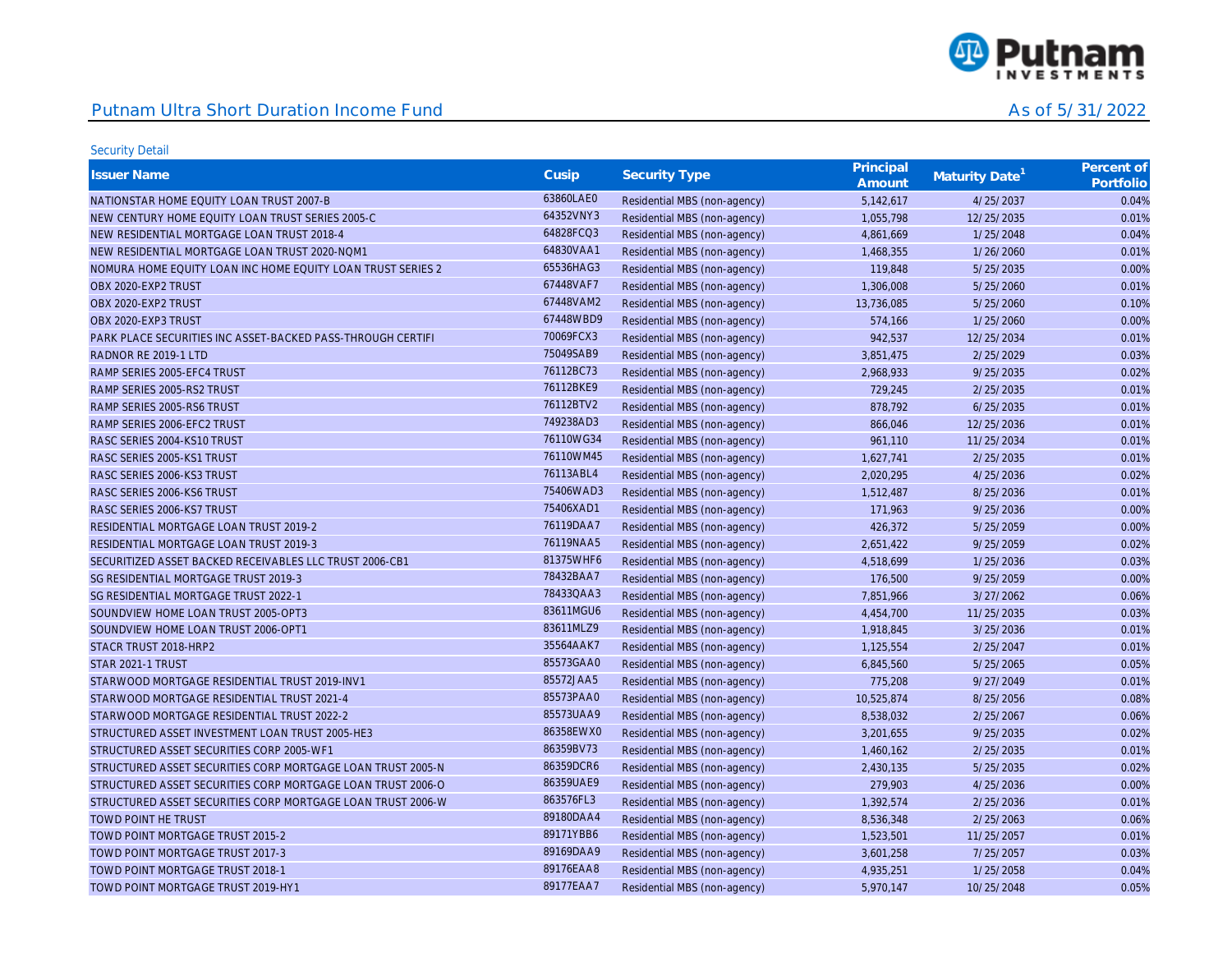Putnam Ultra Short Duration Income Fund

As of 5/31/2022

Security Detail

| Issuer Name | Cusip | Security Type | Principal Amount | Maturity Date[1] | Percent of Portfolio |
|---|---|---|---|---|---|
| NATIONSTAR HOME EQUITY LOAN TRUST 2007-B | 63860LAE0 | Residential MBS (non-agency) | 5,142,617 | 4/25/2037 | 0.04% |
| NEW CENTURY HOME EQUITY LOAN TRUST SERIES 2005-C | 64352VNY3 | Residential MBS (non-agency) | 1,055,798 | 12/25/2035 | 0.01% |
| NEW RESIDENTIAL MORTGAGE LOAN TRUST 2018-4 | 64828FCQ3 | Residential MBS (non-agency) | 4,861,669 | 1/25/2048 | 0.04% |
| NEW RESIDENTIAL MORTGAGE LOAN TRUST 2020-NQM1 | 64830VAA1 | Residential MBS (non-agency) | 1,468,355 | 1/26/2060 | 0.01% |
| NOMURA HOME EQUITY LOAN INC HOME EQUITY LOAN TRUST SERIES 2 | 65536HAG3 | Residential MBS (non-agency) | 119,848 | 5/25/2035 | 0.00% |
| OBX 2020-EXP2 TRUST | 67448VAF7 | Residential MBS (non-agency) | 1,306,008 | 5/25/2060 | 0.01% |
| OBX 2020-EXP2 TRUST | 67448VAM2 | Residential MBS (non-agency) | 13,736,085 | 5/25/2060 | 0.10% |
| OBX 2020-EXP3 TRUST | 67448WBD9 | Residential MBS (non-agency) | 574,166 | 1/25/2060 | 0.00% |
| PARK PLACE SECURITIES INC ASSET-BACKED PASS-THROUGH CERTIFI | 70069FCX3 | Residential MBS (non-agency) | 942,537 | 12/25/2034 | 0.01% |
| RADNOR RE 2019-1 LTD | 75049SAB9 | Residential MBS (non-agency) | 3,851,475 | 2/25/2029 | 0.03% |
| RAMP SERIES 2005-EFC4 TRUST | 76112BC73 | Residential MBS (non-agency) | 2,968,933 | 9/25/2035 | 0.02% |
| RAMP SERIES 2005-RS2 TRUST | 76112BKE9 | Residential MBS (non-agency) | 729,245 | 2/25/2035 | 0.01% |
| RAMP SERIES 2005-RS6 TRUST | 76112BTV2 | Residential MBS (non-agency) | 878,792 | 6/25/2035 | 0.01% |
| RAMP SERIES 2006-EFC2 TRUST | 749238AD3 | Residential MBS (non-agency) | 866,046 | 12/25/2036 | 0.01% |
| RASC SERIES 2004-KS10 TRUST | 76110WG34 | Residential MBS (non-agency) | 961,110 | 11/25/2034 | 0.01% |
| RASC SERIES 2005-KS1 TRUST | 76110WM45 | Residential MBS (non-agency) | 1,627,741 | 2/25/2035 | 0.01% |
| RASC SERIES 2006-KS3 TRUST | 76113ABL4 | Residential MBS (non-agency) | 2,020,295 | 4/25/2036 | 0.02% |
| RASC SERIES 2006-KS6 TRUST | 75406WAD3 | Residential MBS (non-agency) | 1,512,487 | 8/25/2036 | 0.01% |
| RASC SERIES 2006-KS7 TRUST | 75406XAD1 | Residential MBS (non-agency) | 171,963 | 9/25/2036 | 0.00% |
| RESIDENTIAL MORTGAGE LOAN TRUST 2019-2 | 76119DAA7 | Residential MBS (non-agency) | 426,372 | 5/25/2059 | 0.00% |
| RESIDENTIAL MORTGAGE LOAN TRUST 2019-3 | 76119NAA5 | Residential MBS (non-agency) | 2,651,422 | 9/25/2059 | 0.02% |
| SECURITIZED ASSET BACKED RECEIVABLES LLC TRUST 2006-CB1 | 81375WHF6 | Residential MBS (non-agency) | 4,518,699 | 1/25/2036 | 0.03% |
| SG RESIDENTIAL MORTGAGE TRUST 2019-3 | 78432BAA7 | Residential MBS (non-agency) | 176,500 | 9/25/2059 | 0.00% |
| SG RESIDENTIAL MORTGAGE TRUST 2022-1 | 78433QAA3 | Residential MBS (non-agency) | 7,851,966 | 3/27/2062 | 0.06% |
| SOUNDVIEW HOME LOAN TRUST 2005-OPT3 | 83611MGU6 | Residential MBS (non-agency) | 4,454,700 | 11/25/2035 | 0.03% |
| SOUNDVIEW HOME LOAN TRUST 2006-OPT1 | 83611MLZ9 | Residential MBS (non-agency) | 1,918,845 | 3/25/2036 | 0.01% |
| STACR TRUST 2018-HRP2 | 35564AAK7 | Residential MBS (non-agency) | 1,125,554 | 2/25/2047 | 0.01% |
| STAR 2021-1 TRUST | 85573GAA0 | Residential MBS (non-agency) | 6,845,560 | 5/25/2065 | 0.05% |
| STARWOOD MORTGAGE RESIDENTIAL TRUST 2019-INV1 | 85572JAA5 | Residential MBS (non-agency) | 775,208 | 9/27/2049 | 0.01% |
| STARWOOD MORTGAGE RESIDENTIAL TRUST 2021-4 | 85573PAA0 | Residential MBS (non-agency) | 10,525,874 | 8/25/2056 | 0.08% |
| STARWOOD MORTGAGE RESIDENTIAL TRUST 2022-2 | 85573UAA9 | Residential MBS (non-agency) | 8,538,032 | 2/25/2067 | 0.06% |
| STRUCTURED ASSET INVESTMENT LOAN TRUST 2005-HE3 | 86358EWX0 | Residential MBS (non-agency) | 3,201,655 | 9/25/2035 | 0.02% |
| STRUCTURED ASSET SECURITIES CORP 2005-WF1 | 86359BV73 | Residential MBS (non-agency) | 1,460,162 | 2/25/2035 | 0.01% |
| STRUCTURED ASSET SECURITIES CORP MORTGAGE LOAN TRUST 2005-N | 86359DCR6 | Residential MBS (non-agency) | 2,430,135 | 5/25/2035 | 0.02% |
| STRUCTURED ASSET SECURITIES CORP MORTGAGE LOAN TRUST 2006-O | 86359UAE9 | Residential MBS (non-agency) | 279,903 | 4/25/2036 | 0.00% |
| STRUCTURED ASSET SECURITIES CORP MORTGAGE LOAN TRUST 2006-W | 863576FL3 | Residential MBS (non-agency) | 1,392,574 | 2/25/2036 | 0.01% |
| TOWD POINT HE TRUST | 89180DAA4 | Residential MBS (non-agency) | 8,536,348 | 2/25/2063 | 0.06% |
| TOWD POINT MORTGAGE TRUST 2015-2 | 89171YBB6 | Residential MBS (non-agency) | 1,523,501 | 11/25/2057 | 0.01% |
| TOWD POINT MORTGAGE TRUST 2017-3 | 89169DAA9 | Residential MBS (non-agency) | 3,601,258 | 7/25/2057 | 0.03% |
| TOWD POINT MORTGAGE TRUST 2018-1 | 89176EAA8 | Residential MBS (non-agency) | 4,935,251 | 1/25/2058 | 0.04% |
| TOWD POINT MORTGAGE TRUST 2019-HY1 | 89177EAA7 | Residential MBS (non-agency) | 5,970,147 | 10/25/2048 | 0.05% |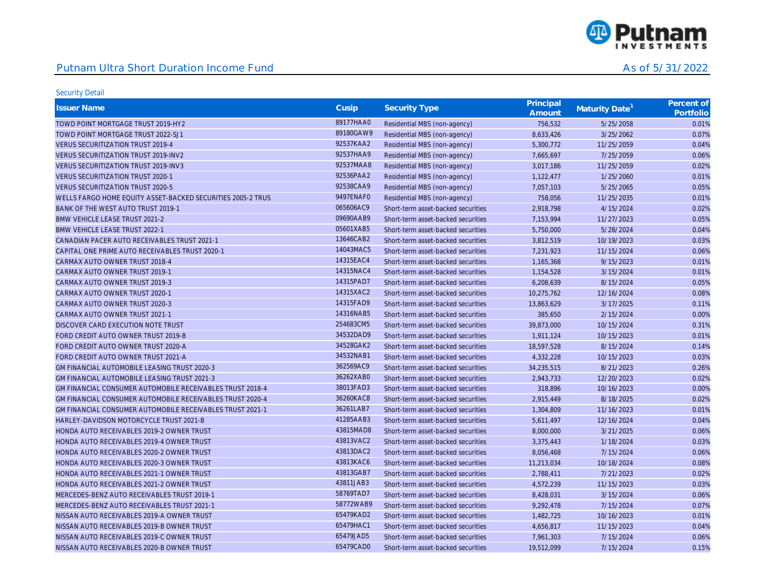Putnam Ultra Short Duration Income Fund

As of 5/31/2022

Security Detail

| Issuer Name | Cusip | Security Type | Principal Amount | Maturity Date[1] | Percent of Portfolio |
|---|---|---|---|---|---|
| TOWD POINT MORTGAGE TRUST 2019-HY2 | 89177HAA0 | Residential MBS (non-agency) | 756,532 | 5/25/2058 | 0.01% |
| TOWD POINT MORTGAGE TRUST 2022-SJ1 | 89180GAW9 | Residential MBS (non-agency) | 8,633,426 | 3/25/2062 | 0.07% |
| VERUS SECURITIZATION TRUST 2019-4 | 92537KAA2 | Residential MBS (non-agency) | 5,300,772 | 11/25/2059 | 0.04% |
| VERUS SECURITIZATION TRUST 2019-INV2 | 92537HAA9 | Residential MBS (non-agency) | 7,665,697 | 7/25/2059 | 0.06% |
| VERUS SECURITIZATION TRUST 2019-INV3 | 92537MAA8 | Residential MBS (non-agency) | 3,017,186 | 11/25/2059 | 0.02% |
| VERUS SECURITIZATION TRUST 2020-1 | 92536PAA2 | Residential MBS (non-agency) | 1,122,477 | 1/25/2060 | 0.01% |
| VERUS SECURITIZATION TRUST 2020-5 | 92538CAA9 | Residential MBS (non-agency) | 7,057,103 | 5/25/2065 | 0.05% |
| WELLS FARGO HOME EQUITY ASSET-BACKED SECURITIES 2005-2 TRUS | 9497ENAF0 | Residential MBS (non-agency) | 758,056 | 11/25/2035 | 0.01% |
| BANK OF THE WEST AUTO TRUST 2019-1 | 065606AC9 | Short-term asset-backed securities | 2,918,798 | 4/15/2024 | 0.02% |
| BMW VEHICLE LEASE TRUST 2021-2 | 09690AAB9 | Short-term asset-backed securities | 7,153,994 | 11/27/2023 | 0.05% |
| BMW VEHICLE LEASE TRUST 2022-1 | 05601XAB5 | Short-term asset-backed securities | 5,750,000 | 5/28/2024 | 0.04% |
| CANADIAN PACER AUTO RECEIVABLES TRUST 2021-1 | 13646CAB2 | Short-term asset-backed securities | 3,812,519 | 10/19/2023 | 0.03% |
| CAPITAL ONE PRIME AUTO RECEIVABLES TRUST 2020-1 | 14043MAC5 | Short-term asset-backed securities | 7,231,923 | 11/15/2024 | 0.06% |
| CARMAX AUTO OWNER TRUST 2018-4 | 14315EAC4 | Short-term asset-backed securities | 1,165,368 | 9/15/2023 | 0.01% |
| CARMAX AUTO OWNER TRUST 2019-1 | 14315NAC4 | Short-term asset-backed securities | 1,154,528 | 3/15/2024 | 0.01% |
| CARMAX AUTO OWNER TRUST 2019-3 | 14315PAD7 | Short-term asset-backed securities | 6,208,639 | 8/15/2024 | 0.05% |
| CARMAX AUTO OWNER TRUST 2020-1 | 14315XAC2 | Short-term asset-backed securities | 10,275,762 | 12/16/2024 | 0.08% |
| CARMAX AUTO OWNER TRUST 2020-3 | 14315FAD9 | Short-term asset-backed securities | 13,863,629 | 3/17/2025 | 0.11% |
| CARMAX AUTO OWNER TRUST 2021-1 | 14316NAB5 | Short-term asset-backed securities | 385,650 | 2/15/2024 | 0.00% |
| DISCOVER CARD EXECUTION NOTE TRUST | 254683CM5 | Short-term asset-backed securities | 39,873,000 | 10/15/2024 | 0.31% |
| FORD CREDIT AUTO OWNER TRUST 2019-B | 34532DAD9 | Short-term asset-backed securities | 1,911,124 | 10/15/2023 | 0.01% |
| FORD CREDIT AUTO OWNER TRUST 2020-A | 34528GAK2 | Short-term asset-backed securities | 18,597,528 | 8/15/2024 | 0.14% |
| FORD CREDIT AUTO OWNER TRUST 2021-A | 34532NAB1 | Short-term asset-backed securities | 4,332,228 | 10/15/2023 | 0.03% |
| GM FINANCIAL AUTOMOBILE LEASING TRUST 2020-3 | 362569AC9 | Short-term asset-backed securities | 34,235,515 | 8/21/2023 | 0.26% |
| GM FINANCIAL AUTOMOBILE LEASING TRUST 2021-3 | 36262XAB0 | Short-term asset-backed securities | 2,943,733 | 12/20/2023 | 0.02% |
| GM FINANCIAL CONSUMER AUTOMOBILE RECEIVABLES TRUST 2018-4 | 38013FAD3 | Short-term asset-backed securities | 318,896 | 10/16/2023 | 0.00% |
| GM FINANCIAL CONSUMER AUTOMOBILE RECEIVABLES TRUST 2020-4 | 36260KAC8 | Short-term asset-backed securities | 2,915,449 | 8/18/2025 | 0.02% |
| GM FINANCIAL CONSUMER AUTOMOBILE RECEIVABLES TRUST 2021-1 | 36261LAB7 | Short-term asset-backed securities | 1,304,809 | 11/16/2023 | 0.01% |
| HARLEY-DAVIDSON MOTORCYCLE TRUST 2021-B | 41285AAB3 | Short-term asset-backed securities | 5,611,497 | 12/16/2024 | 0.04% |
| HONDA AUTO RECEIVABLES 2019-2 OWNER TRUST | 43815MAD8 | Short-term asset-backed securities | 8,000,000 | 3/21/2025 | 0.06% |
| HONDA AUTO RECEIVABLES 2019-4 OWNER TRUST | 43813VAC2 | Short-term asset-backed securities | 3,375,443 | 1/18/2024 | 0.03% |
| HONDA AUTO RECEIVABLES 2020-2 OWNER TRUST | 43813DAC2 | Short-term asset-backed securities | 8,056,468 | 7/15/2024 | 0.06% |
| HONDA AUTO RECEIVABLES 2020-3 OWNER TRUST | 43813KAC6 | Short-term asset-backed securities | 11,213,034 | 10/18/2024 | 0.08% |
| HONDA AUTO RECEIVABLES 2021-1 OWNER TRUST | 43813GAB7 | Short-term asset-backed securities | 2,788,411 | 7/21/2023 | 0.02% |
| HONDA AUTO RECEIVABLES 2021-2 OWNER TRUST | 43811JAB3 | Short-term asset-backed securities | 4,572,239 | 11/15/2023 | 0.03% |
| MERCEDES-BENZ AUTO RECEIVABLES TRUST 2019-1 | 58769TAD7 | Short-term asset-backed securities | 8,428,031 | 3/15/2024 | 0.06% |
| MERCEDES-BENZ AUTO RECEIVABLES TRUST 2021-1 | 58772WAB9 | Short-term asset-backed securities | 9,292,478 | 7/15/2024 | 0.07% |
| NISSAN AUTO RECEIVABLES 2019-A OWNER TRUST | 65479KAD2 | Short-term asset-backed securities | 1,482,725 | 10/16/2023 | 0.01% |
| NISSAN AUTO RECEIVABLES 2019-B OWNER TRUST | 65479HAC1 | Short-term asset-backed securities | 4,656,817 | 11/15/2023 | 0.04% |
| NISSAN AUTO RECEIVABLES 2019-C OWNER TRUST | 65479JAD5 | Short-term asset-backed securities | 7,961,303 | 7/15/2024 | 0.06% |
| NISSAN AUTO RECEIVABLES 2020-B OWNER TRUST | 65479CAD0 | Short-term asset-backed securities | 19,512,099 | 7/15/2024 | 0.15% |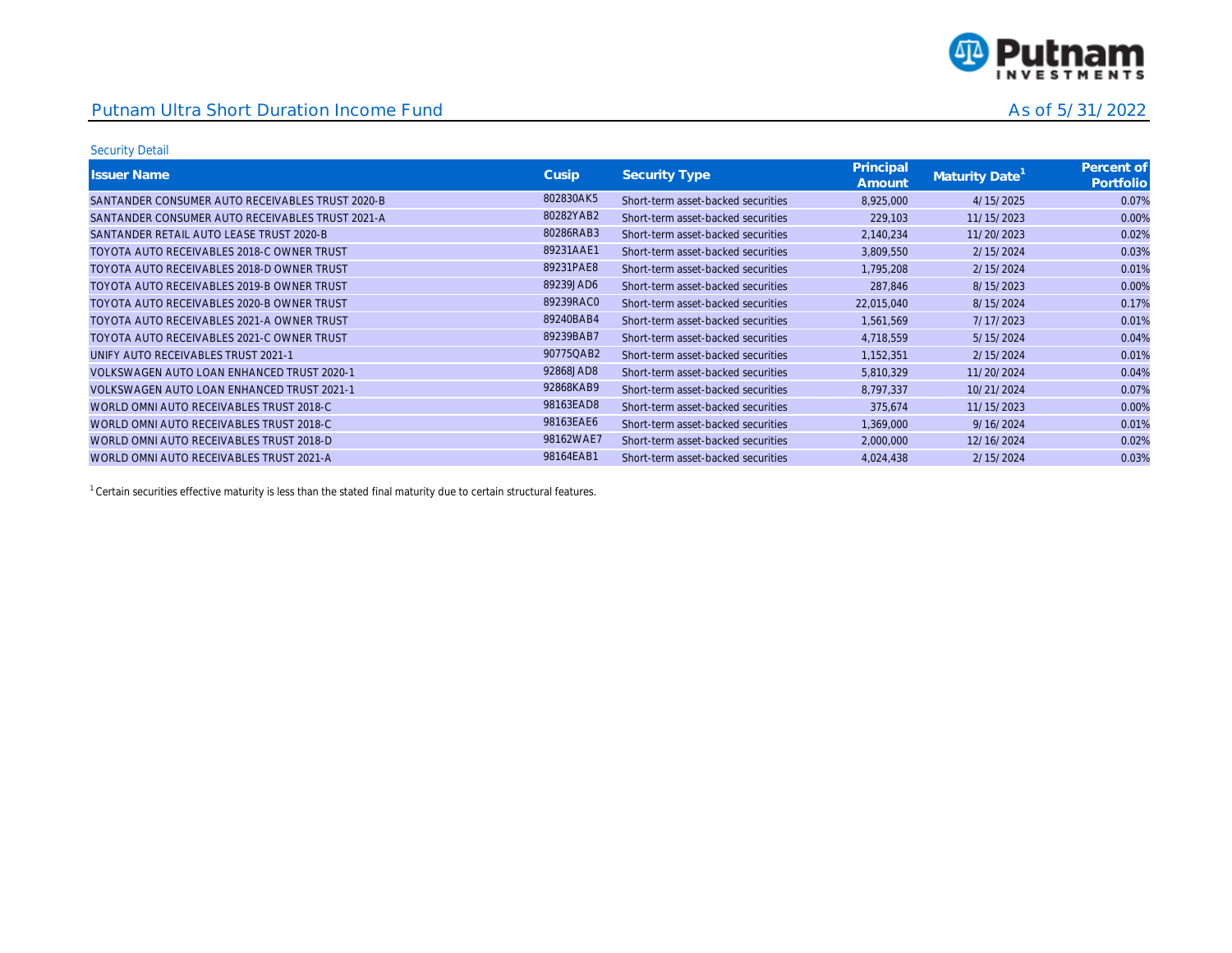## Putnam Ultra Short Duration Income Fund

As of 5/31/2022

Security Detail

| Issuer Name | Cusip | Security Type | Principal Amount | Maturity Date[1] | Percent of Portfolio |
|---|---|---|---|---|---|
| SANTANDER CONSUMER AUTO RECEIVABLES TRUST 2020-B | 802830AK5 | Short-term asset-backed securities | 8,925,000 | 4/15/2025 | 0.07% |
| SANTANDER CONSUMER AUTO RECEIVABLES TRUST 2021-A | 80282YAB2 | Short-term asset-backed securities | 229,103 | 11/15/2023 | 0.00% |
| SANTANDER RETAIL AUTO LEASE TRUST 2020-B | 80286RAB3 | Short-term asset-backed securities | 2,140,234 | 11/20/2023 | 0.02% |
| TOYOTA AUTO RECEIVABLES 2018-C OWNER TRUST | 89231AAE1 | Short-term asset-backed securities | 3,809,550 | 2/15/2024 | 0.03% |
| TOYOTA AUTO RECEIVABLES 2018-D OWNER TRUST | 89231PAE8 | Short-term asset-backed securities | 1,795,208 | 2/15/2024 | 0.01% |
| TOYOTA AUTO RECEIVABLES 2019-B OWNER TRUST | 89239JAD6 | Short-term asset-backed securities | 287,846 | 8/15/2023 | 0.00% |
| TOYOTA AUTO RECEIVABLES 2020-B OWNER TRUST | 89239RAC0 | Short-term asset-backed securities | 22,015,040 | 8/15/2024 | 0.17% |
| TOYOTA AUTO RECEIVABLES 2021-A OWNER TRUST | 89240BAB4 | Short-term asset-backed securities | 1,561,569 | 7/17/2023 | 0.01% |
| TOYOTA AUTO RECEIVABLES 2021-C OWNER TRUST | 89239BAB7 | Short-term asset-backed securities | 4,718,559 | 5/15/2024 | 0.04% |
| UNIFY AUTO RECEIVABLES TRUST 2021-1 | 90775QAB2 | Short-term asset-backed securities | 1,152,351 | 2/15/2024 | 0.01% |
| VOLKSWAGEN AUTO LOAN ENHANCED TRUST 2020-1 | 92868JAD8 | Short-term asset-backed securities | 5,810,329 | 11/20/2024 | 0.04% |
| VOLKSWAGEN AUTO LOAN ENHANCED TRUST 2021-1 | 92868KAB9 | Short-term asset-backed securities | 8,797,337 | 10/21/2024 | 0.07% |
| WORLD OMNI AUTO RECEIVABLES TRUST 2018-C | 98163EAD8 | Short-term asset-backed securities | 375,674 | 11/15/2023 | 0.00% |
| WORLD OMNI AUTO RECEIVABLES TRUST 2018-C | 98163EAE6 | Short-term asset-backed securities | 1,369,000 | 9/16/2024 | 0.01% |
| WORLD OMNI AUTO RECEIVABLES TRUST 2018-D | 98162WAE7 | Short-term asset-backed securities | 2,000,000 | 12/16/2024 | 0.02% |
| WORLD OMNI AUTO RECEIVABLES TRUST 2021-A | 98164EAB1 | Short-term asset-backed securities | 4,024,438 | 2/15/2024 | 0.03% |

[1] Certain securities effective maturity is less than the stated final maturity due to certain structural features.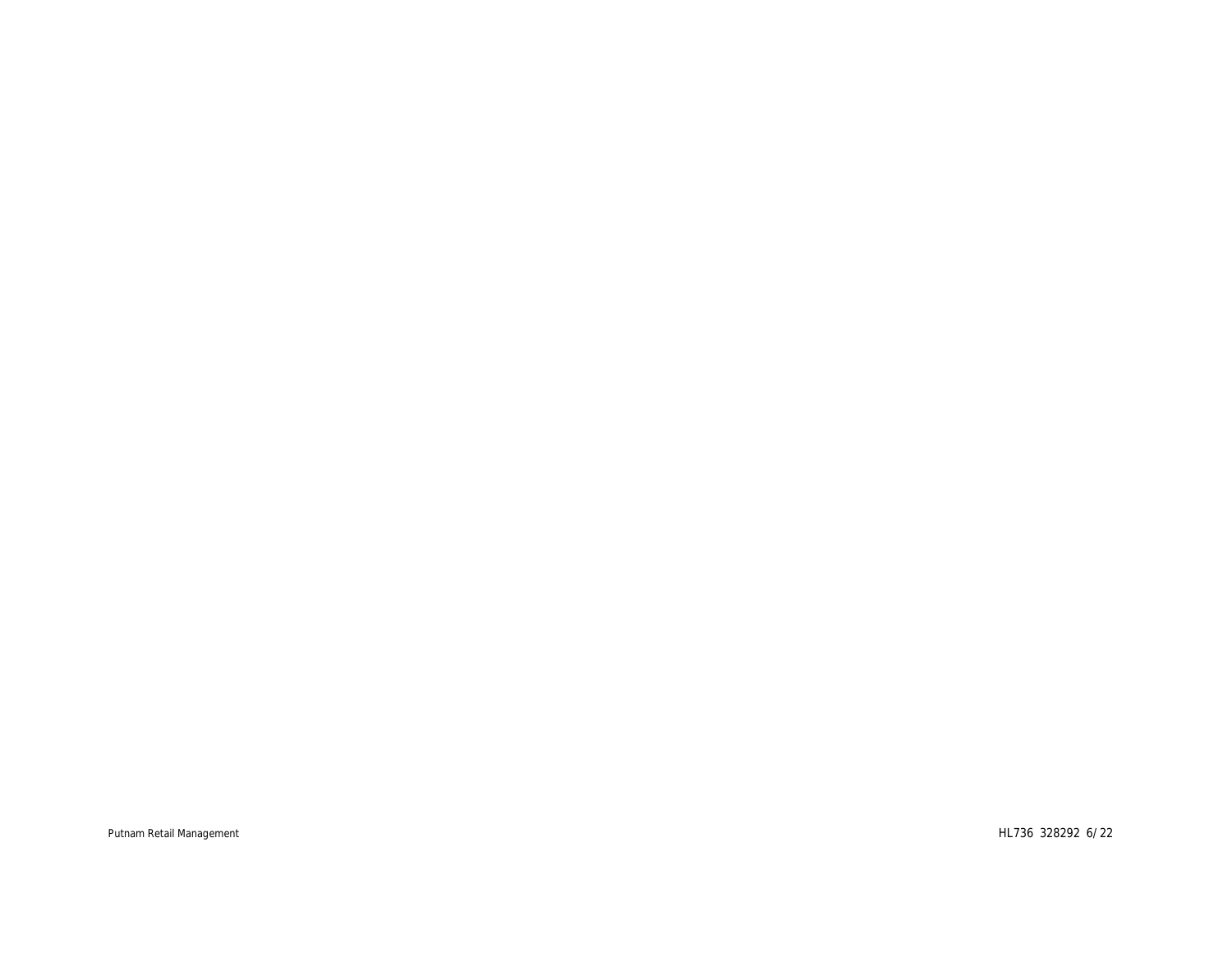Putnam Retail Management

HL736 328292 6/22